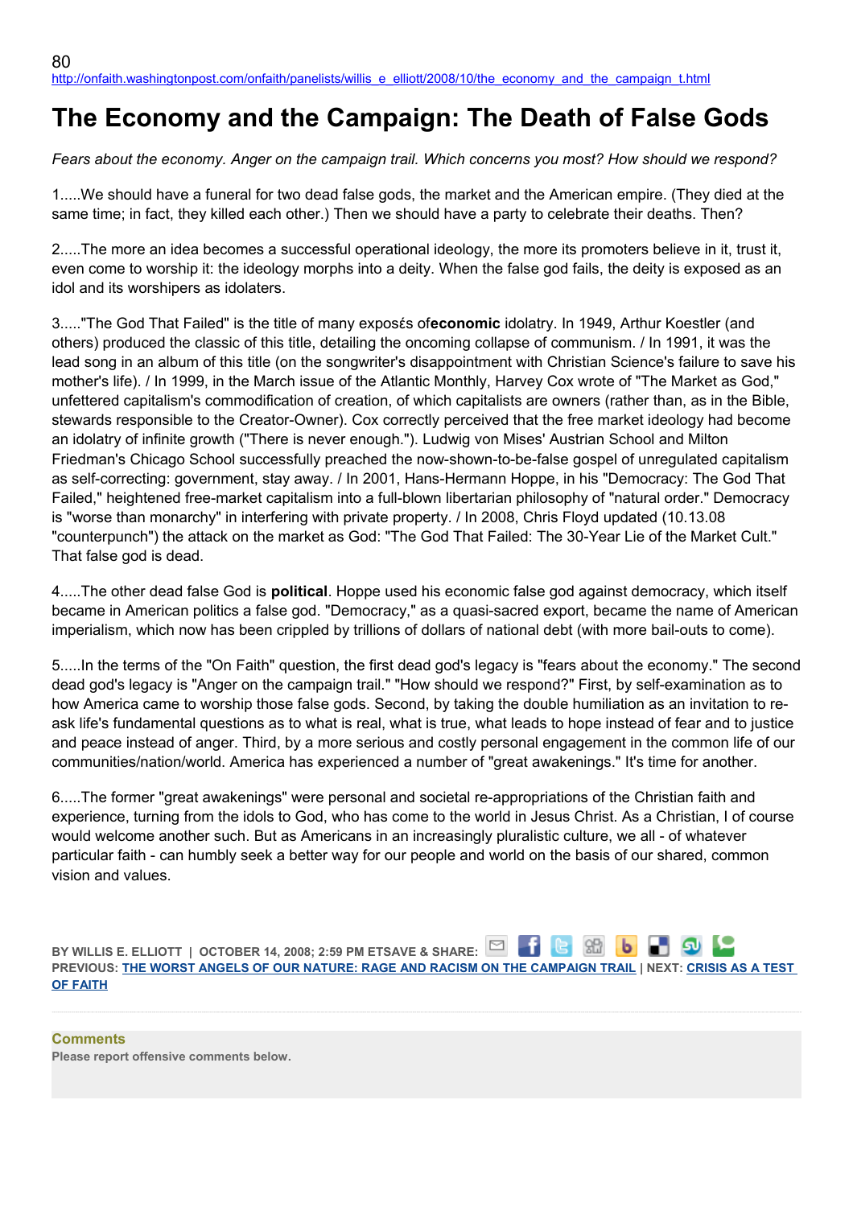http://onfaith.washingtonpost.com/onfaith/panelists/willis_e_elliott/2008/10/the_economy_and_the_campaign_t.html

# The Economy and the Campaign: The Death of False Gods

*Fears about the economy. Anger on the campaign trail. Which concerns you most? How should we respond?*

1.....We should have a funeral for two dead false gods, the market and the American empire. (They died at the same time; in fact, they killed each other.) Then we should have a party to celebrate their deaths. Then?

2.....The more an idea becomes a successful operational ideology, the more its promoters believe in it, trust it, even come to worship it: the ideology morphs into a deity. When the false god fails, the deity is exposed as an idol and its worshipers as idolaters.

3....."The God That Failed" is the title of many exposés of**economic** idolatry. In 1949, Arthur Koestler (and others) produced the classic of this title, detailing the oncoming collapse of communism. / In 1991, it was the lead song in an album of this title (on the songwriter's disappointment with Christian Science's failure to save his mother's life). / In 1999, in the March issue of the Atlantic Monthly, Harvey Cox wrote of "The Market as God," unfettered capitalism's commodification of creation, of which capitalists are owners (rather than, as in the Bible, stewards responsible to the Creator-Owner). Cox correctly perceived that the free market ideology had become an idolatry of infinite growth ("There is never enough."). Ludwig von Mises' Austrian School and Milton Friedman's Chicago School successfully preached the now-shown-to-be-false gospel of unregulated capitalism as self-correcting: government, stay away. / In 2001, Hans-Hermann Hoppe, in his "Democracy: The God That Failed," heightened free-market capitalism into a full-blown libertarian philosophy of "natural order." Democracy is "worse than monarchy" in interfering with private property. / In 2008, Chris Floyd updated (10.13.08 "counterpunch") the attack on the market as God: "The God That Failed: The 30-Year Lie of the Market Cult." That false god is dead.

4.....The other dead false God is **political**. Hoppe used his economic false god against democracy, which itself became in American politics a false god. "Democracy," as a quasi-sacred export, became the name of American imperialism, which now has been crippled by trillions of dollars of national debt (with more bail-outs to come).

5.....In the terms of the "On Faith" question, the first dead god's legacy is "fears about the economy." The second dead god's legacy is "Anger on the campaign trail." "How should we respond?" First, by self-examination as to how America came to worship those false gods. Second, by taking the double humiliation as an invitation to re-ask life's fundamental questions as to what is real, what is true, what leads to hope instead of fear and to justice and peace instead of anger. Third, by a more serious and costly personal engagement in the common life of our communities/nation/world. America has experienced a number of "great awakenings." It's time for another.

6.....The former "great awakenings" were personal and societal re-appropriations of the Christian faith and experience, turning from the idols to God, who has come to the world in Jesus Christ. As a Christian, I of course would welcome another such. But as Americans in an increasingly pluralistic culture, we all - of whatever particular faith - can humbly seek a better way for our people and world on the basis of our shared, common vision and values.

**BY WILLIS E. ELLIOTT | OCTOBER 14, 2008; 2:59 PM ET SAVE & SHARE:**
**PREVIOUS: THE WORST ANGELS OF OUR NATURE: RAGE AND RACISM ON THE CAMPAIGN TRAIL | NEXT: CRISIS AS A TEST OF FAITH**

**Comments**

**Please report offensive comments below.**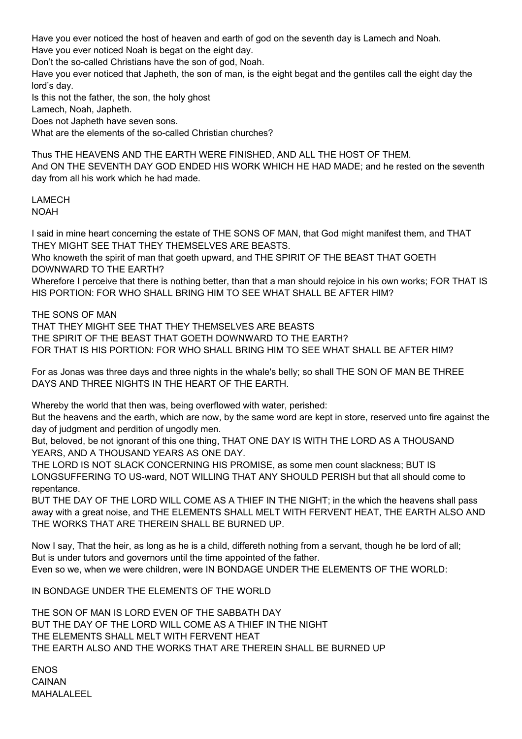Have you ever noticed the host of heaven and earth of god on the seventh day is Lamech and Noah.
Have you ever noticed Noah is begat on the eight day.
Don't the so-called Christians have the son of god, Noah.
Have you ever noticed that Japheth, the son of man, is the eight begat and the gentiles call the eight day the lord's day.
Is this not the father, the son, the holy ghost
Lamech, Noah, Japheth.
Does not Japheth have seven sons.
What are the elements of the so-called Christian churches?

Thus THE HEAVENS AND THE EARTH WERE FINISHED, AND ALL THE HOST OF THEM.
And ON THE SEVENTH DAY GOD ENDED HIS WORK WHICH HE HAD MADE; and he rested on the seventh day from all his work which he had made.

LAMECH
NOAH

I said in mine heart concerning the estate of THE SONS OF MAN, that God might manifest them, and THAT THEY MIGHT SEE THAT THEY THEMSELVES ARE BEASTS.
Who knoweth the spirit of man that goeth upward, and THE SPIRIT OF THE BEAST THAT GOETH DOWNWARD TO THE EARTH?
Wherefore I perceive that there is nothing better, than that a man should rejoice in his own works; FOR THAT IS HIS PORTION: FOR WHO SHALL BRING HIM TO SEE WHAT SHALL BE AFTER HIM?

THE SONS OF MAN
THAT THEY MIGHT SEE THAT THEY THEMSELVES ARE BEASTS
THE SPIRIT OF THE BEAST THAT GOETH DOWNWARD TO THE EARTH?
FOR THAT IS HIS PORTION: FOR WHO SHALL BRING HIM TO SEE WHAT SHALL BE AFTER HIM?

For as Jonas was three days and three nights in the whale's belly; so shall THE SON OF MAN BE THREE DAYS AND THREE NIGHTS IN THE HEART OF THE EARTH.

Whereby the world that then was, being overflowed with water, perished:
But the heavens and the earth, which are now, by the same word are kept in store, reserved unto fire against the day of judgment and perdition of ungodly men.
But, beloved, be not ignorant of this one thing, THAT ONE DAY IS WITH THE LORD AS A THOUSAND YEARS, AND A THOUSAND YEARS AS ONE DAY.
THE LORD IS NOT SLACK CONCERNING HIS PROMISE, as some men count slackness; BUT IS LONGSUFFERING TO US-ward, NOT WILLING THAT ANY SHOULD PERISH but that all should come to repentance.
BUT THE DAY OF THE LORD WILL COME AS A THIEF IN THE NIGHT; in the which the heavens shall pass away with a great noise, and THE ELEMENTS SHALL MELT WITH FERVENT HEAT, THE EARTH ALSO AND THE WORKS THAT ARE THEREIN SHALL BE BURNED UP.

Now I say, That the heir, as long as he is a child, differeth nothing from a servant, though he be lord of all;
But is under tutors and governors until the time appointed of the father.
Even so we, when we were children, were IN BONDAGE UNDER THE ELEMENTS OF THE WORLD:

IN BONDAGE UNDER THE ELEMENTS OF THE WORLD

THE SON OF MAN IS LORD EVEN OF THE SABBATH DAY
BUT THE DAY OF THE LORD WILL COME AS A THIEF IN THE NIGHT
THE ELEMENTS SHALL MELT WITH FERVENT HEAT
THE EARTH ALSO AND THE WORKS THAT ARE THEREIN SHALL BE BURNED UP

ENOS
CAINAN
MAHALALEEL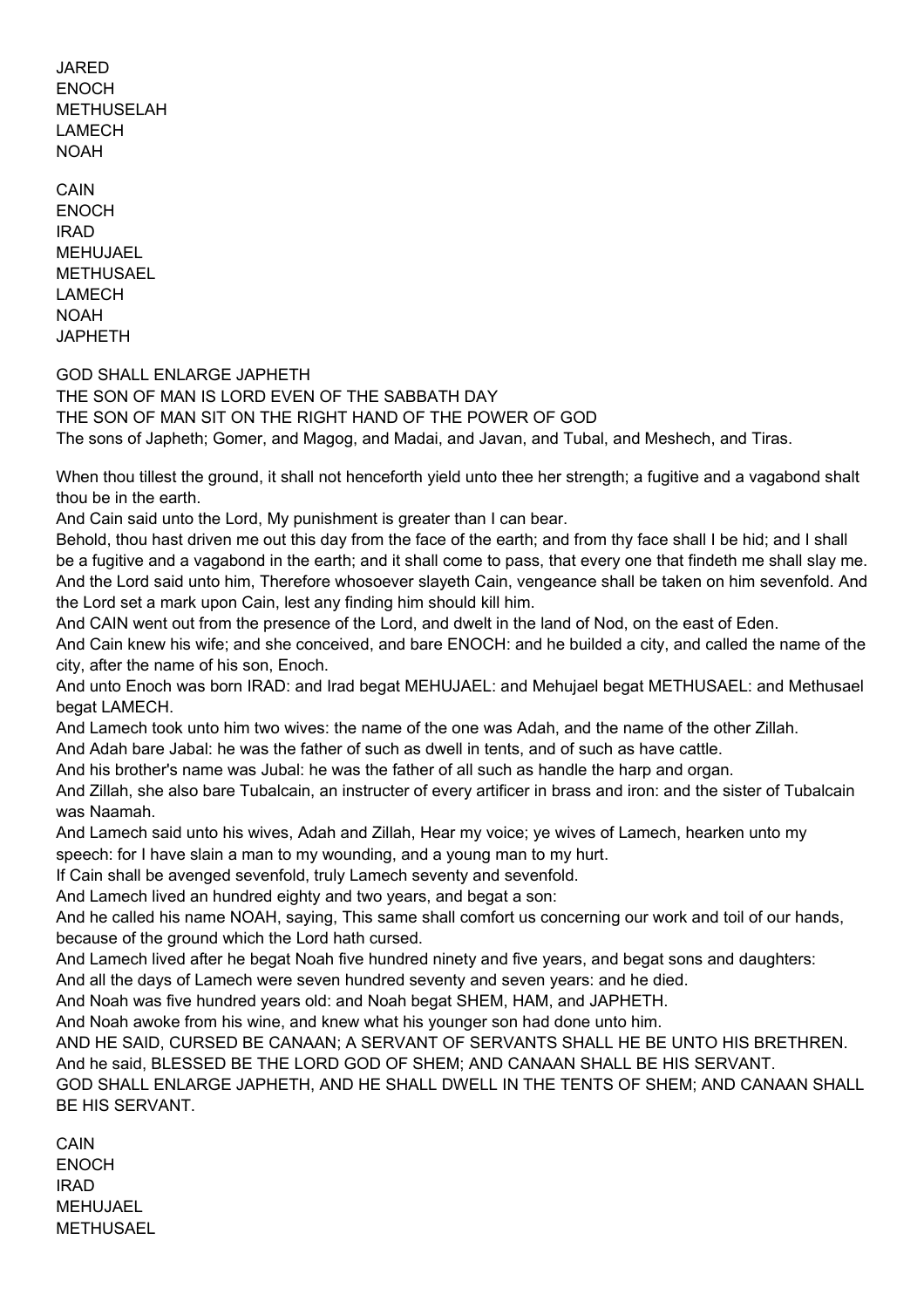JARED
ENOCH
METHUSELAH
LAMECH
NOAH

CAIN
ENOCH
IRAD
MEHUJAEL
METHUSAEL
LAMECH
NOAH
JAPHETH

GOD SHALL ENLARGE JAPHETH
THE SON OF MAN IS LORD EVEN OF THE SABBATH DAY
THE SON OF MAN SIT ON THE RIGHT HAND OF THE POWER OF GOD
The sons of Japheth; Gomer, and Magog, and Madai, and Javan, and Tubal, and Meshech, and Tiras.

When thou tillest the ground, it shall not henceforth yield unto thee her strength; a fugitive and a vagabond shalt thou be in the earth.
And Cain said unto the Lord, My punishment is greater than I can bear.
Behold, thou hast driven me out this day from the face of the earth; and from thy face shall I be hid; and I shall be a fugitive and a vagabond in the earth; and it shall come to pass, that every one that findeth me shall slay me.
And the Lord said unto him, Therefore whosoever slayeth Cain, vengeance shall be taken on him sevenfold. And the Lord set a mark upon Cain, lest any finding him should kill him.
And CAIN went out from the presence of the Lord, and dwelt in the land of Nod, on the east of Eden.
And Cain knew his wife; and she conceived, and bare ENOCH: and he builded a city, and called the name of the city, after the name of his son, Enoch.
And unto Enoch was born IRAD: and Irad begat MEHUJAEL: and Mehujael begat METHUSAEL: and Methusael begat LAMECH.
And Lamech took unto him two wives: the name of the one was Adah, and the name of the other Zillah.
And Adah bare Jabal: he was the father of such as dwell in tents, and of such as have cattle.
And his brother's name was Jubal: he was the father of all such as handle the harp and organ.
And Zillah, she also bare Tubalcain, an instructer of every artificer in brass and iron: and the sister of Tubalcain was Naamah.
And Lamech said unto his wives, Adah and Zillah, Hear my voice; ye wives of Lamech, hearken unto my speech: for I have slain a man to my wounding, and a young man to my hurt.
If Cain shall be avenged sevenfold, truly Lamech seventy and sevenfold.
And Lamech lived an hundred eighty and two years, and begat a son:
And he called his name NOAH, saying, This same shall comfort us concerning our work and toil of our hands, because of the ground which the Lord hath cursed.
And Lamech lived after he begat Noah five hundred ninety and five years, and begat sons and daughters:
And all the days of Lamech were seven hundred seventy and seven years: and he died.
And Noah was five hundred years old: and Noah begat SHEM, HAM, and JAPHETH.
And Noah awoke from his wine, and knew what his younger son had done unto him.
AND HE SAID, CURSED BE CANAAN; A SERVANT OF SERVANTS SHALL HE BE UNTO HIS BRETHREN.
And he said, BLESSED BE THE LORD GOD OF SHEM; AND CANAAN SHALL BE HIS SERVANT.
GOD SHALL ENLARGE JAPHETH, AND HE SHALL DWELL IN THE TENTS OF SHEM; AND CANAAN SHALL BE HIS SERVANT.

CAIN
ENOCH
IRAD
MEHUJAEL
METHUSAEL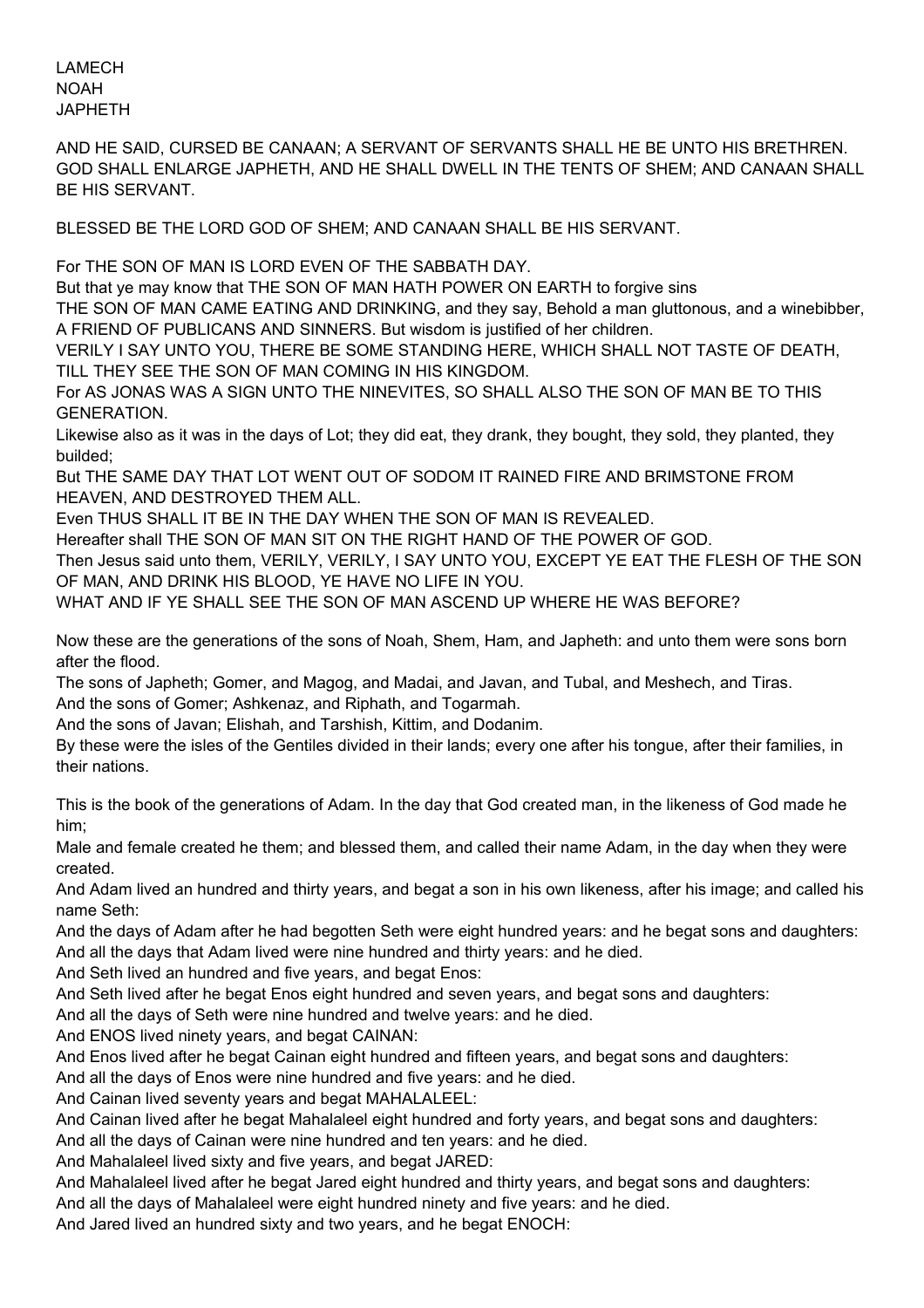LAMECH
NOAH
JAPHETH

AND HE SAID, CURSED BE CANAAN; A SERVANT OF SERVANTS SHALL HE BE UNTO HIS BRETHREN. GOD SHALL ENLARGE JAPHETH, AND HE SHALL DWELL IN THE TENTS OF SHEM; AND CANAAN SHALL BE HIS SERVANT.

BLESSED BE THE LORD GOD OF SHEM; AND CANAAN SHALL BE HIS SERVANT.

For THE SON OF MAN IS LORD EVEN OF THE SABBATH DAY.
But that ye may know that THE SON OF MAN HATH POWER ON EARTH to forgive sins
THE SON OF MAN CAME EATING AND DRINKING, and they say, Behold a man gluttonous, and a winebibber, A FRIEND OF PUBLICANS AND SINNERS. But wisdom is justified of her children.
VERILY I SAY UNTO YOU, THERE BE SOME STANDING HERE, WHICH SHALL NOT TASTE OF DEATH, TILL THEY SEE THE SON OF MAN COMING IN HIS KINGDOM.
For AS JONAS WAS A SIGN UNTO THE NINEVITES, SO SHALL ALSO THE SON OF MAN BE TO THIS GENERATION.
Likewise also as it was in the days of Lot; they did eat, they drank, they bought, they sold, they planted, they builded;
But THE SAME DAY THAT LOT WENT OUT OF SODOM IT RAINED FIRE AND BRIMSTONE FROM HEAVEN, AND DESTROYED THEM ALL.
Even THUS SHALL IT BE IN THE DAY WHEN THE SON OF MAN IS REVEALED.
Hereafter shall THE SON OF MAN SIT ON THE RIGHT HAND OF THE POWER OF GOD.
Then Jesus said unto them, VERILY, VERILY, I SAY UNTO YOU, EXCEPT YE EAT THE FLESH OF THE SON OF MAN, AND DRINK HIS BLOOD, YE HAVE NO LIFE IN YOU.
WHAT AND IF YE SHALL SEE THE SON OF MAN ASCEND UP WHERE HE WAS BEFORE?

Now these are the generations of the sons of Noah, Shem, Ham, and Japheth: and unto them were sons born after the flood.
The sons of Japheth; Gomer, and Magog, and Madai, and Javan, and Tubal, and Meshech, and Tiras.
And the sons of Gomer; Ashkenaz, and Riphath, and Togarmah.
And the sons of Javan; Elishah, and Tarshish, Kittim, and Dodanim.
By these were the isles of the Gentiles divided in their lands; every one after his tongue, after their families, in their nations.

This is the book of the generations of Adam. In the day that God created man, in the likeness of God made he him;
Male and female created he them; and blessed them, and called their name Adam, in the day when they were created.
And Adam lived an hundred and thirty years, and begat a son in his own likeness, after his image; and called his name Seth:
And the days of Adam after he had begotten Seth were eight hundred years: and he begat sons and daughters:
And all the days that Adam lived were nine hundred and thirty years: and he died.
And Seth lived an hundred and five years, and begat Enos:
And Seth lived after he begat Enos eight hundred and seven years, and begat sons and daughters:
And all the days of Seth were nine hundred and twelve years: and he died.
And ENOS lived ninety years, and begat CAINAN:
And Enos lived after he begat Cainan eight hundred and fifteen years, and begat sons and daughters:
And all the days of Enos were nine hundred and five years: and he died.
And Cainan lived seventy years and begat MAHALALEEL:
And Cainan lived after he begat Mahalaleel eight hundred and forty years, and begat sons and daughters:
And all the days of Cainan were nine hundred and ten years: and he died.
And Mahalaleel lived sixty and five years, and begat JARED:
And Mahalaleel lived after he begat Jared eight hundred and thirty years, and begat sons and daughters:
And all the days of Mahalaleel were eight hundred ninety and five years: and he died.
And Jared lived an hundred sixty and two years, and he begat ENOCH: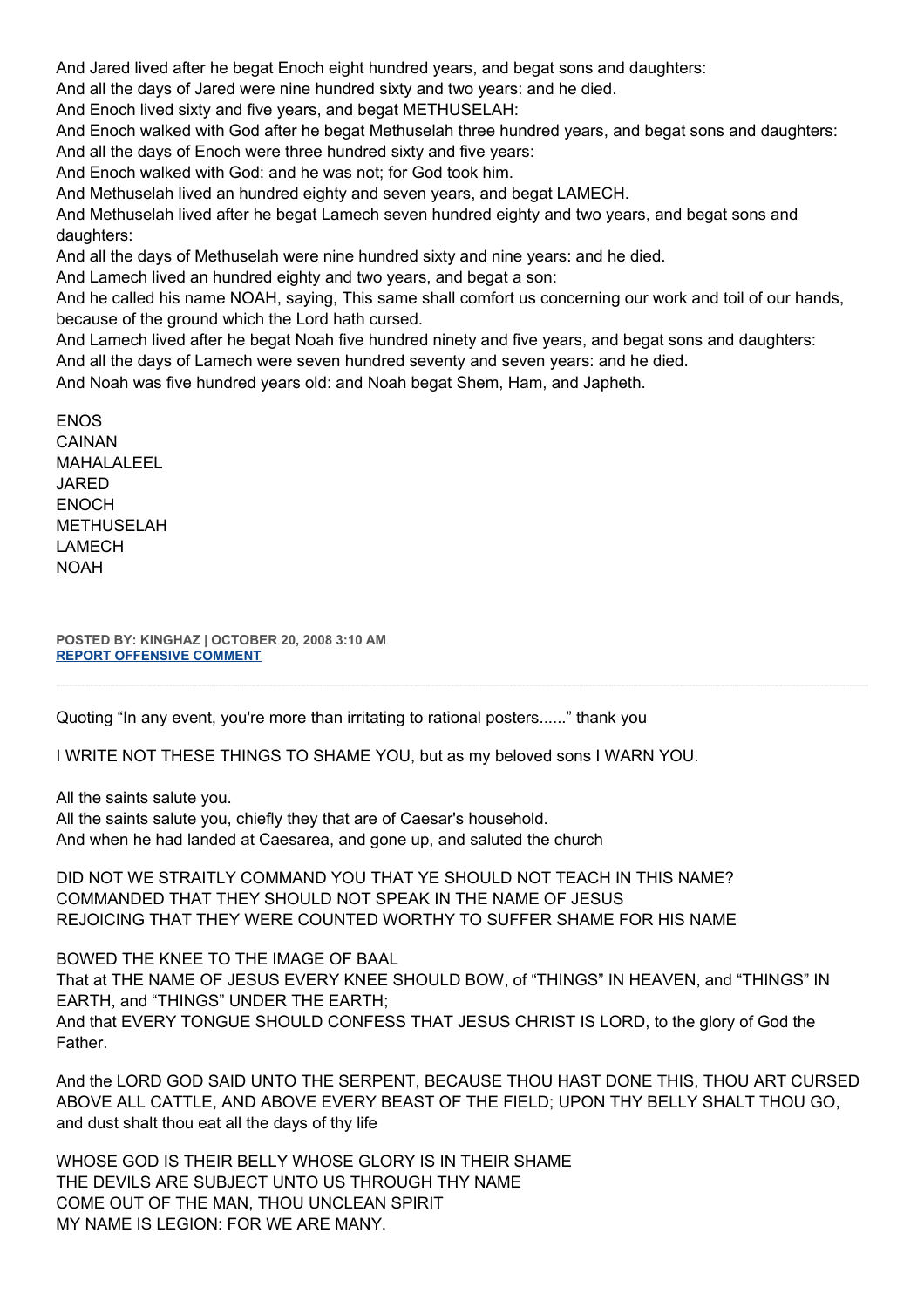And Jared lived after he begat Enoch eight hundred years, and begat sons and daughters:
And all the days of Jared were nine hundred sixty and two years: and he died.
And Enoch lived sixty and five years, and begat METHUSELAH:
And Enoch walked with God after he begat Methuselah three hundred years, and begat sons and daughters:
And all the days of Enoch were three hundred sixty and five years:
And Enoch walked with God: and he was not; for God took him.
And Methuselah lived an hundred eighty and seven years, and begat LAMECH.
And Methuselah lived after he begat Lamech seven hundred eighty and two years, and begat sons and daughters:
And all the days of Methuselah were nine hundred sixty and nine years: and he died.
And Lamech lived an hundred eighty and two years, and begat a son:
And he called his name NOAH, saying, This same shall comfort us concerning our work and toil of our hands, because of the ground which the Lord hath cursed.
And Lamech lived after he begat Noah five hundred ninety and five years, and begat sons and daughters:
And all the days of Lamech were seven hundred seventy and seven years: and he died.
And Noah was five hundred years old: and Noah begat Shem, Ham, and Japheth.

ENOS
CAINAN
MAHALALEEL
JARED
ENOCH
METHUSELAH
LAMECH
NOAH

**POSTED BY: KINGHAZ | OCTOBER 20, 2008 3:10 AM**
**REPORT OFFENSIVE COMMENT**

---

Quoting “In any event, you're more than irritating to rational posters......” thank you

I WRITE NOT THESE THINGS TO SHAME YOU, but as my beloved sons I WARN YOU.

All the saints salute you.
All the saints salute you, chiefly they that are of Caesar's household.
And when he had landed at Caesarea, and gone up, and saluted the church

DID NOT WE STRAITLY COMMAND YOU THAT YE SHOULD NOT TEACH IN THIS NAME?
COMMANDED THAT THEY SHOULD NOT SPEAK IN THE NAME OF JESUS
REJOICING THAT THEY WERE COUNTED WORTHY TO SUFFER SHAME FOR HIS NAME

BOWED THE KNEE TO THE IMAGE OF BAAL
That at THE NAME OF JESUS EVERY KNEE SHOULD BOW, of “THINGS” IN HEAVEN, and “THINGS” IN EARTH, and “THINGS” UNDER THE EARTH;
And that EVERY TONGUE SHOULD CONFESS THAT JESUS CHRIST IS LORD, to the glory of God the Father.

And the LORD GOD SAID UNTO THE SERPENT, BECAUSE THOU HAST DONE THIS, THOU ART CURSED ABOVE ALL CATTLE, AND ABOVE EVERY BEAST OF THE FIELD; UPON THY BELLY SHALT THOU GO, and dust shalt thou eat all the days of thy life

WHOSE GOD IS THEIR BELLY WHOSE GLORY IS IN THEIR SHAME
THE DEVILS ARE SUBJECT UNTO US THROUGH THY NAME
COME OUT OF THE MAN, THOU UNCLEAN SPIRIT
MY NAME IS LEGION: FOR WE ARE MANY.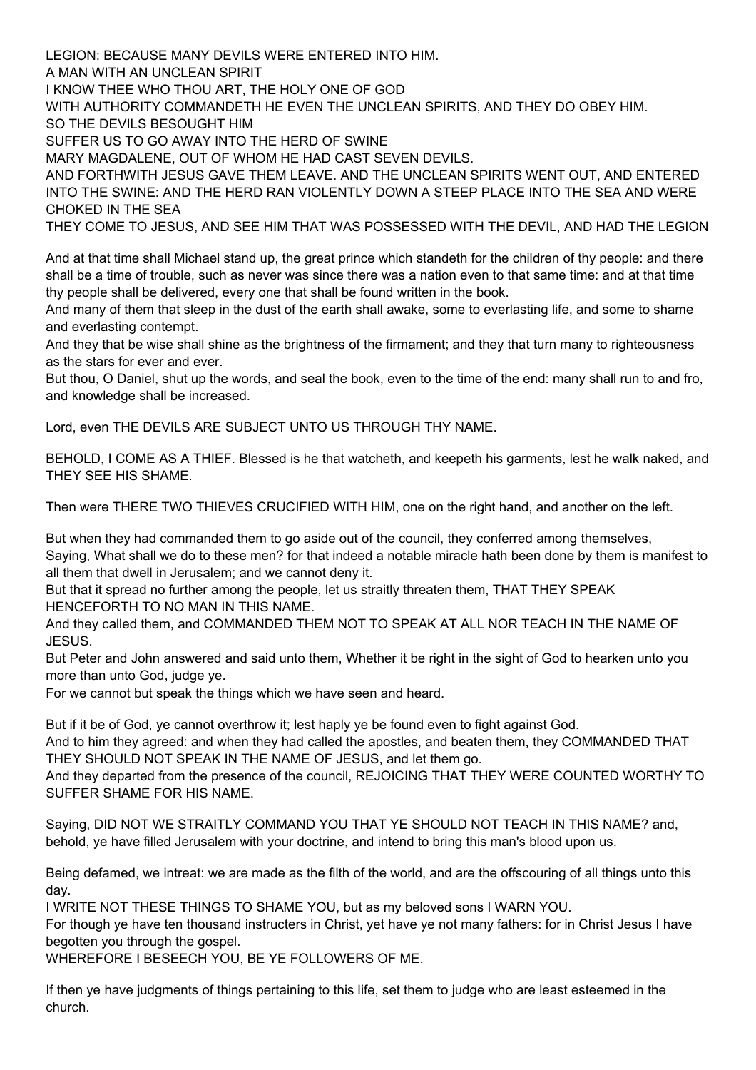LEGION: BECAUSE MANY DEVILS WERE ENTERED INTO HIM.
A MAN WITH AN UNCLEAN SPIRIT
I KNOW THEE WHO THOU ART, THE HOLY ONE OF GOD
WITH AUTHORITY COMMANDETH HE EVEN THE UNCLEAN SPIRITS, AND THEY DO OBEY HIM.
SO THE DEVILS BESOUGHT HIM
SUFFER US TO GO AWAY INTO THE HERD OF SWINE
MARY MAGDALENE, OUT OF WHOM HE HAD CAST SEVEN DEVILS.
AND FORTHWITH JESUS GAVE THEM LEAVE. AND THE UNCLEAN SPIRITS WENT OUT, AND ENTERED INTO THE SWINE: AND THE HERD RAN VIOLENTLY DOWN A STEEP PLACE INTO THE SEA AND WERE CHOKED IN THE SEA
THEY COME TO JESUS, AND SEE HIM THAT WAS POSSESSED WITH THE DEVIL, AND HAD THE LEGION

And at that time shall Michael stand up, the great prince which standeth for the children of thy people: and there shall be a time of trouble, such as never was since there was a nation even to that same time: and at that time thy people shall be delivered, every one that shall be found written in the book.
And many of them that sleep in the dust of the earth shall awake, some to everlasting life, and some to shame and everlasting contempt.
And they that be wise shall shine as the brightness of the firmament; and they that turn many to righteousness as the stars for ever and ever.
But thou, O Daniel, shut up the words, and seal the book, even to the time of the end: many shall run to and fro, and knowledge shall be increased.

Lord, even THE DEVILS ARE SUBJECT UNTO US THROUGH THY NAME.

BEHOLD, I COME AS A THIEF. Blessed is he that watcheth, and keepeth his garments, lest he walk naked, and THEY SEE HIS SHAME.

Then were THERE TWO THIEVES CRUCIFIED WITH HIM, one on the right hand, and another on the left.

But when they had commanded them to go aside out of the council, they conferred among themselves,
Saying, What shall we do to these men? for that indeed a notable miracle hath been done by them is manifest to all them that dwell in Jerusalem; and we cannot deny it.
But that it spread no further among the people, let us straitly threaten them, THAT THEY SPEAK HENCEFORTH TO NO MAN IN THIS NAME.
And they called them, and COMMANDED THEM NOT TO SPEAK AT ALL NOR TEACH IN THE NAME OF JESUS.
But Peter and John answered and said unto them, Whether it be right in the sight of God to hearken unto you more than unto God, judge ye.
For we cannot but speak the things which we have seen and heard.

But if it be of God, ye cannot overthrow it; lest haply ye be found even to fight against God.
And to him they agreed: and when they had called the apostles, and beaten them, they COMMANDED THAT THEY SHOULD NOT SPEAK IN THE NAME OF JESUS, and let them go.
And they departed from the presence of the council, REJOICING THAT THEY WERE COUNTED WORTHY TO SUFFER SHAME FOR HIS NAME.

Saying, DID NOT WE STRAITLY COMMAND YOU THAT YE SHOULD NOT TEACH IN THIS NAME? and, behold, ye have filled Jerusalem with your doctrine, and intend to bring this man's blood upon us.

Being defamed, we intreat: we are made as the filth of the world, and are the offscouring of all things unto this day.
I WRITE NOT THESE THINGS TO SHAME YOU, but as my beloved sons I WARN YOU.
For though ye have ten thousand instructers in Christ, yet have ye not many fathers: for in Christ Jesus I have begotten you through the gospel.
WHEREFORE I BESEECH YOU, BE YE FOLLOWERS OF ME.

If then ye have judgments of things pertaining to this life, set them to judge who are least esteemed in the church.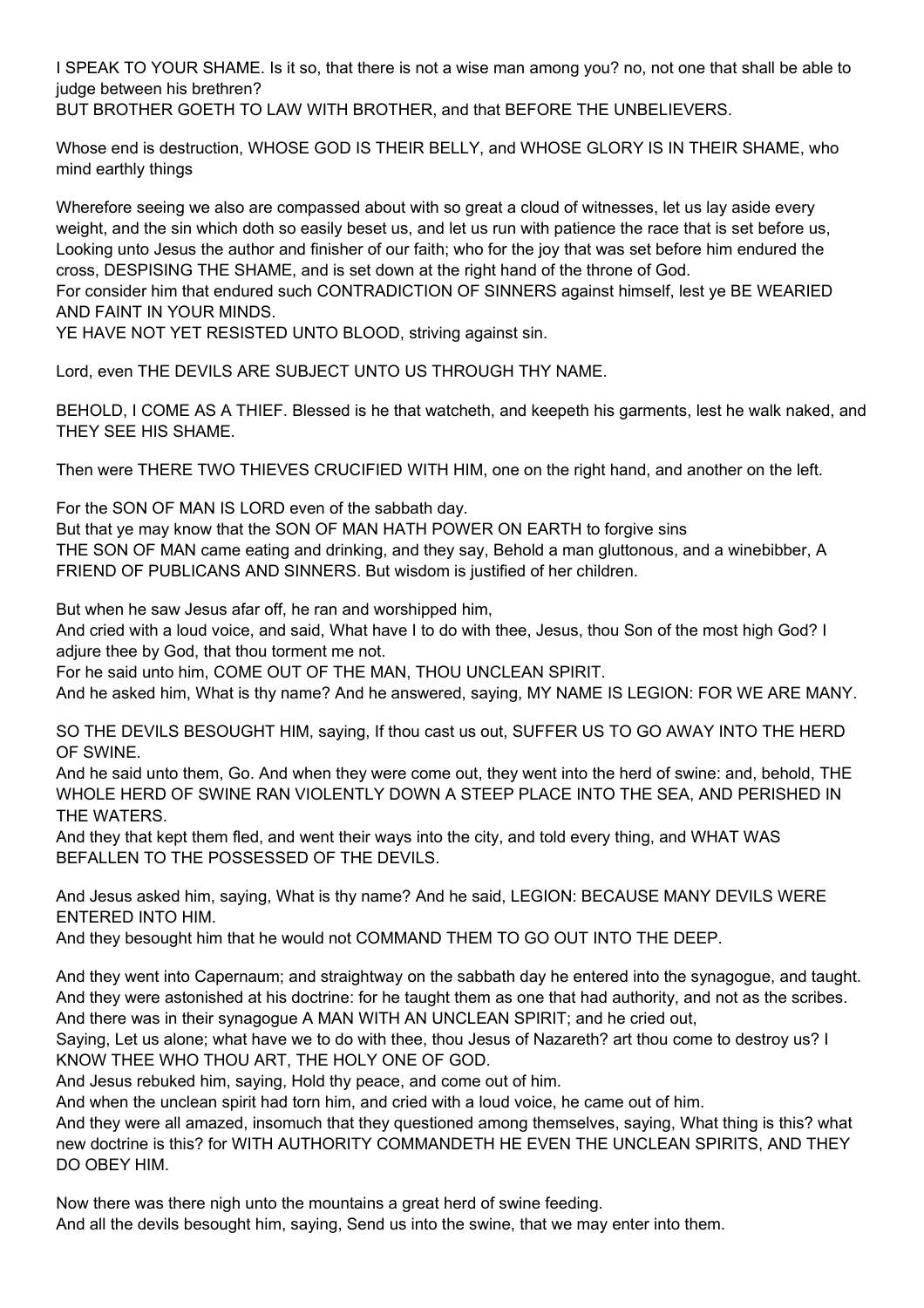I SPEAK TO YOUR SHAME. Is it so, that there is not a wise man among you? no, not one that shall be able to judge between his brethren?
BUT BROTHER GOETH TO LAW WITH BROTHER, and that BEFORE THE UNBELIEVERS.

Whose end is destruction, WHOSE GOD IS THEIR BELLY, and WHOSE GLORY IS IN THEIR SHAME, who mind earthly things

Wherefore seeing we also are compassed about with so great a cloud of witnesses, let us lay aside every weight, and the sin which doth so easily beset us, and let us run with patience the race that is set before us, Looking unto Jesus the author and finisher of our faith; who for the joy that was set before him endured the cross, DESPISING THE SHAME, and is set down at the right hand of the throne of God.
For consider him that endured such CONTRADICTION OF SINNERS against himself, lest ye BE WEARIED AND FAINT IN YOUR MINDS.
YE HAVE NOT YET RESISTED UNTO BLOOD, striving against sin.

Lord, even THE DEVILS ARE SUBJECT UNTO US THROUGH THY NAME.

BEHOLD, I COME AS A THIEF. Blessed is he that watcheth, and keepeth his garments, lest he walk naked, and THEY SEE HIS SHAME.

Then were THERE TWO THIEVES CRUCIFIED WITH HIM, one on the right hand, and another on the left.

For the SON OF MAN IS LORD even of the sabbath day.
But that ye may know that the SON OF MAN HATH POWER ON EARTH to forgive sins
THE SON OF MAN came eating and drinking, and they say, Behold a man gluttonous, and a winebibber, A FRIEND OF PUBLICANS AND SINNERS. But wisdom is justified of her children.

But when he saw Jesus afar off, he ran and worshipped him,
And cried with a loud voice, and said, What have I to do with thee, Jesus, thou Son of the most high God? I adjure thee by God, that thou torment me not.
For he said unto him, COME OUT OF THE MAN, THOU UNCLEAN SPIRIT.
And he asked him, What is thy name? And he answered, saying, MY NAME IS LEGION: FOR WE ARE MANY.

SO THE DEVILS BESOUGHT HIM, saying, If thou cast us out, SUFFER US TO GO AWAY INTO THE HERD OF SWINE.
And he said unto them, Go. And when they were come out, they went into the herd of swine: and, behold, THE WHOLE HERD OF SWINE RAN VIOLENTLY DOWN A STEEP PLACE INTO THE SEA, AND PERISHED IN THE WATERS.
And they that kept them fled, and went their ways into the city, and told every thing, and WHAT WAS BEFALLEN TO THE POSSESSED OF THE DEVILS.

And Jesus asked him, saying, What is thy name? And he said, LEGION: BECAUSE MANY DEVILS WERE ENTERED INTO HIM.
And they besought him that he would not COMMAND THEM TO GO OUT INTO THE DEEP.

And they went into Capernaum; and straightway on the sabbath day he entered into the synagogue, and taught.
And they were astonished at his doctrine: for he taught them as one that had authority, and not as the scribes.
And there was in their synagogue A MAN WITH AN UNCLEAN SPIRIT; and he cried out,
Saying, Let us alone; what have we to do with thee, thou Jesus of Nazareth? art thou come to destroy us? I KNOW THEE WHO THOU ART, THE HOLY ONE OF GOD.
And Jesus rebuked him, saying, Hold thy peace, and come out of him.
And when the unclean spirit had torn him, and cried with a loud voice, he came out of him.
And they were all amazed, insomuch that they questioned among themselves, saying, What thing is this? what new doctrine is this? for WITH AUTHORITY COMMANDETH HE EVEN THE UNCLEAN SPIRITS, AND THEY DO OBEY HIM.

Now there was there nigh unto the mountains a great herd of swine feeding.
And all the devils besought him, saying, Send us into the swine, that we may enter into them.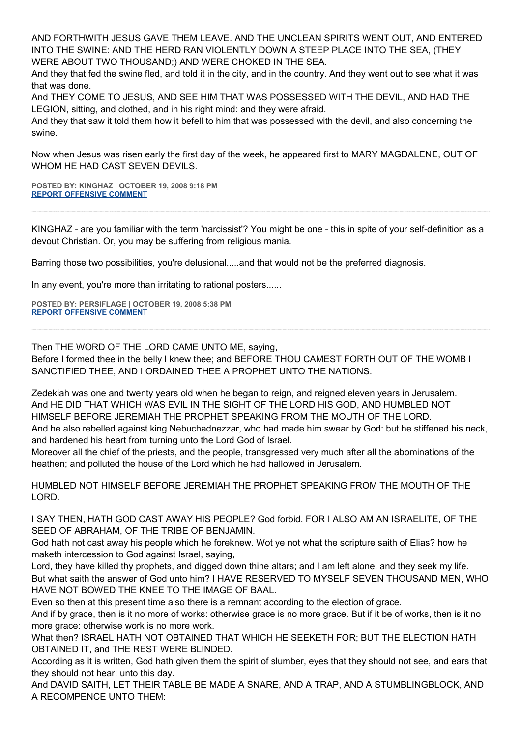AND FORTHWITH JESUS GAVE THEM LEAVE. AND THE UNCLEAN SPIRITS WENT OUT, AND ENTERED INTO THE SWINE: AND THE HERD RAN VIOLENTLY DOWN A STEEP PLACE INTO THE SEA, (THEY WERE ABOUT TWO THOUSAND;) AND WERE CHOKED IN THE SEA.
And they that fed the swine fled, and told it in the city, and in the country. And they went out to see what it was that was done.
And THEY COME TO JESUS, AND SEE HIM THAT WAS POSSESSED WITH THE DEVIL, AND HAD THE LEGION, sitting, and clothed, and in his right mind: and they were afraid.
And they that saw it told them how it befell to him that was possessed with the devil, and also concerning the swine.

Now when Jesus was risen early the first day of the week, he appeared first to MARY MAGDALENE, OUT OF WHOM HE HAD CAST SEVEN DEVILS.

**POSTED BY: KINGHAZ | OCTOBER 19, 2008 9:18 PM**
**REPORT OFFENSIVE COMMENT**

---

KINGHAZ - are you familiar with the term 'narcissist'? You might be one - this in spite of your self-definition as a devout Christian. Or, you may be suffering from religious mania.

Barring those two possibilities, you're delusional.....and that would not be the preferred diagnosis.

In any event, you're more than irritating to rational posters......

**POSTED BY: PERSIFLAGE | OCTOBER 19, 2008 5:38 PM**
**REPORT OFFENSIVE COMMENT**

---

Then THE WORD OF THE LORD CAME UNTO ME, saying,
Before I formed thee in the belly I knew thee; and BEFORE THOU CAMEST FORTH OUT OF THE WOMB I SANCTIFIED THEE, AND I ORDAINED THEE A PROPHET UNTO THE NATIONS.

Zedekiah was one and twenty years old when he began to reign, and reigned eleven years in Jerusalem.
And HE DID THAT WHICH WAS EVIL IN THE SIGHT OF THE LORD HIS GOD, AND HUMBLED NOT HIMSELF BEFORE JEREMIAH THE PROPHET SPEAKING FROM THE MOUTH OF THE LORD.
And he also rebelled against king Nebuchadnezzar, who had made him swear by God: but he stiffened his neck, and hardened his heart from turning unto the Lord God of Israel.
Moreover all the chief of the priests, and the people, transgressed very much after all the abominations of the heathen; and polluted the house of the Lord which he had hallowed in Jerusalem.

HUMBLED NOT HIMSELF BEFORE JEREMIAH THE PROPHET SPEAKING FROM THE MOUTH OF THE LORD.

I SAY THEN, HATH GOD CAST AWAY HIS PEOPLE? God forbid. FOR I ALSO AM AN ISRAELITE, OF THE SEED OF ABRAHAM, OF THE TRIBE OF BENJAMIN.
God hath not cast away his people which he foreknew. Wot ye not what the scripture saith of Elias? how he maketh intercession to God against Israel, saying,
Lord, they have killed thy prophets, and digged down thine altars; and I am left alone, and they seek my life.
But what saith the answer of God unto him? I HAVE RESERVED TO MYSELF SEVEN THOUSAND MEN, WHO HAVE NOT BOWED THE KNEE TO THE IMAGE OF BAAL.
Even so then at this present time also there is a remnant according to the election of grace.
And if by grace, then is it no more of works: otherwise grace is no more grace. But if it be of works, then is it no more grace: otherwise work is no more work.
What then? ISRAEL HATH NOT OBTAINED THAT WHICH HE SEEKETH FOR; BUT THE ELECTION HATH OBTAINED IT, and THE REST WERE BLINDED.
According as it is written, God hath given them the spirit of slumber, eyes that they should not see, and ears that they should not hear; unto this day.
And DAVID SAITH, LET THEIR TABLE BE MADE A SNARE, AND A TRAP, AND A STUMBLINGBLOCK, AND A RECOMPENCE UNTO THEM: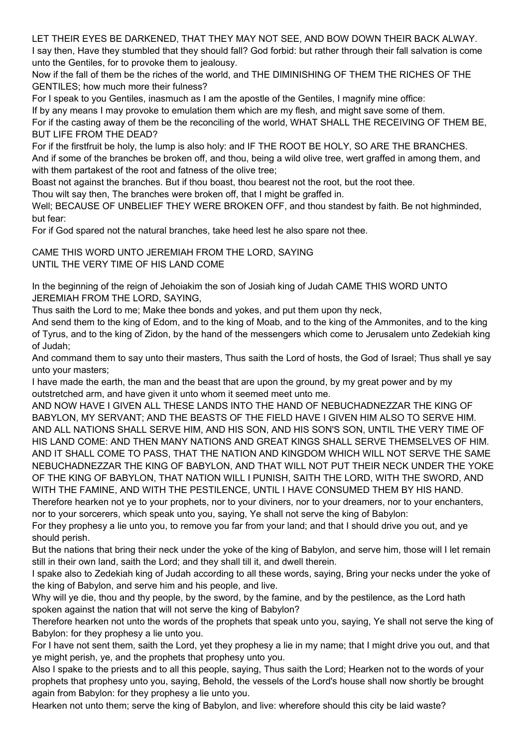LET THEIR EYES BE DARKENED, THAT THEY MAY NOT SEE, AND BOW DOWN THEIR BACK ALWAY.
I say then, Have they stumbled that they should fall? God forbid: but rather through their fall salvation is come unto the Gentiles, for to provoke them to jealousy.
Now if the fall of them be the riches of the world, and THE DIMINISHING OF THEM THE RICHES OF THE GENTILES; how much more their fulness?
For I speak to you Gentiles, inasmuch as I am the apostle of the Gentiles, I magnify mine office:
If by any means I may provoke to emulation them which are my flesh, and might save some of them.
For if the casting away of them be the reconciling of the world, WHAT SHALL THE RECEIVING OF THEM BE, BUT LIFE FROM THE DEAD?
For if the firstfruit be holy, the lump is also holy: and IF THE ROOT BE HOLY, SO ARE THE BRANCHES.
And if some of the branches be broken off, and thou, being a wild olive tree, wert graffed in among them, and with them partakest of the root and fatness of the olive tree;
Boast not against the branches. But if thou boast, thou bearest not the root, but the root thee.
Thou wilt say then, The branches were broken off, that I might be graffed in.
Well; BECAUSE OF UNBELIEF THEY WERE BROKEN OFF, and thou standest by faith. Be not highminded, but fear:
For if God spared not the natural branches, take heed lest he also spare not thee.

CAME THIS WORD UNTO JEREMIAH FROM THE LORD, SAYING
UNTIL THE VERY TIME OF HIS LAND COME

In the beginning of the reign of Jehoiakim the son of Josiah king of Judah CAME THIS WORD UNTO JEREMIAH FROM THE LORD, SAYING,
Thus saith the Lord to me; Make thee bonds and yokes, and put them upon thy neck,
And send them to the king of Edom, and to the king of Moab, and to the king of the Ammonites, and to the king of Tyrus, and to the king of Zidon, by the hand of the messengers which come to Jerusalem unto Zedekiah king of Judah;
And command them to say unto their masters, Thus saith the Lord of hosts, the God of Israel; Thus shall ye say unto your masters;
I have made the earth, the man and the beast that are upon the ground, by my great power and by my outstretched arm, and have given it unto whom it seemed meet unto me.
AND NOW HAVE I GIVEN ALL THESE LANDS INTO THE HAND OF NEBUCHADNEZZAR THE KING OF BABYLON, MY SERVANT; AND THE BEASTS OF THE FIELD HAVE I GIVEN HIM ALSO TO SERVE HIM.
AND ALL NATIONS SHALL SERVE HIM, AND HIS SON, AND HIS SON'S SON, UNTIL THE VERY TIME OF HIS LAND COME: AND THEN MANY NATIONS AND GREAT KINGS SHALL SERVE THEMSELVES OF HIM.
AND IT SHALL COME TO PASS, THAT THE NATION AND KINGDOM WHICH WILL NOT SERVE THE SAME NEBUCHADNEZZAR THE KING OF BABYLON, AND THAT WILL NOT PUT THEIR NECK UNDER THE YOKE OF THE KING OF BABYLON, THAT NATION WILL I PUNISH, SAITH THE LORD, WITH THE SWORD, AND WITH THE FAMINE, AND WITH THE PESTILENCE, UNTIL I HAVE CONSUMED THEM BY HIS HAND.
Therefore hearken not ye to your prophets, nor to your diviners, nor to your dreamers, nor to your enchanters, nor to your sorcerers, which speak unto you, saying, Ye shall not serve the king of Babylon:
For they prophesy a lie unto you, to remove you far from your land; and that I should drive you out, and ye should perish.
But the nations that bring their neck under the yoke of the king of Babylon, and serve him, those will I let remain still in their own land, saith the Lord; and they shall till it, and dwell therein.
I spake also to Zedekiah king of Judah according to all these words, saying, Bring your necks under the yoke of the king of Babylon, and serve him and his people, and live.
Why will ye die, thou and thy people, by the sword, by the famine, and by the pestilence, as the Lord hath spoken against the nation that will not serve the king of Babylon?
Therefore hearken not unto the words of the prophets that speak unto you, saying, Ye shall not serve the king of Babylon: for they prophesy a lie unto you.
For I have not sent them, saith the Lord, yet they prophesy a lie in my name; that I might drive you out, and that ye might perish, ye, and the prophets that prophesy unto you.
Also I spake to the priests and to all this people, saying, Thus saith the Lord; Hearken not to the words of your prophets that prophesy unto you, saying, Behold, the vessels of the Lord's house shall now shortly be brought again from Babylon: for they prophesy a lie unto you.
Hearken not unto them; serve the king of Babylon, and live: wherefore should this city be laid waste?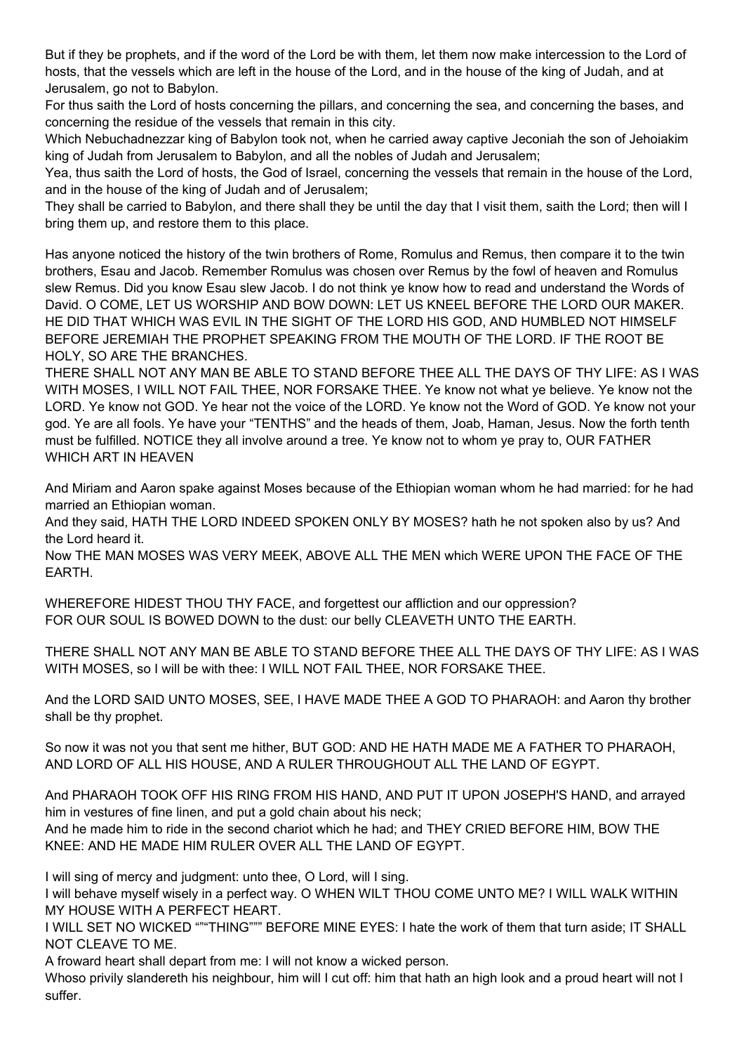But if they be prophets, and if the word of the Lord be with them, let them now make intercession to the Lord of hosts, that the vessels which are left in the house of the Lord, and in the house of the king of Judah, and at Jerusalem, go not to Babylon.
For thus saith the Lord of hosts concerning the pillars, and concerning the sea, and concerning the bases, and concerning the residue of the vessels that remain in this city.
Which Nebuchadnezzar king of Babylon took not, when he carried away captive Jeconiah the son of Jehoiakim king of Judah from Jerusalem to Babylon, and all the nobles of Judah and Jerusalem;
Yea, thus saith the Lord of hosts, the God of Israel, concerning the vessels that remain in the house of the Lord, and in the house of the king of Judah and of Jerusalem;
They shall be carried to Babylon, and there shall they be until the day that I visit them, saith the Lord; then will I bring them up, and restore them to this place.

Has anyone noticed the history of the twin brothers of Rome, Romulus and Remus, then compare it to the twin brothers, Esau and Jacob. Remember Romulus was chosen over Remus by the fowl of heaven and Romulus slew Remus. Did you know Esau slew Jacob. I do not think ye know how to read and understand the Words of David. O COME, LET US WORSHIP AND BOW DOWN: LET US KNEEL BEFORE THE LORD OUR MAKER. HE DID THAT WHICH WAS EVIL IN THE SIGHT OF THE LORD HIS GOD, AND HUMBLED NOT HIMSELF BEFORE JEREMIAH THE PROPHET SPEAKING FROM THE MOUTH OF THE LORD. IF THE ROOT BE HOLY, SO ARE THE BRANCHES.
THERE SHALL NOT ANY MAN BE ABLE TO STAND BEFORE THEE ALL THE DAYS OF THY LIFE: AS I WAS WITH MOSES, I WILL NOT FAIL THEE, NOR FORSAKE THEE. Ye know not what ye believe. Ye know not the LORD. Ye know not GOD. Ye hear not the voice of the LORD. Ye know not the Word of GOD. Ye know not your god. Ye are all fools. Ye have your "TENTHS" and the heads of them, Joab, Haman, Jesus. Now the forth tenth must be fulfilled. NOTICE they all involve around a tree. Ye know not to whom ye pray to, OUR FATHER WHICH ART IN HEAVEN

And Miriam and Aaron spake against Moses because of the Ethiopian woman whom he had married: for he had married an Ethiopian woman.
And they said, HATH THE LORD INDEED SPOKEN ONLY BY MOSES? hath he not spoken also by us? And the Lord heard it.
Now THE MAN MOSES WAS VERY MEEK, ABOVE ALL THE MEN which WERE UPON THE FACE OF THE EARTH.

WHEREFORE HIDEST THOU THY FACE, and forgettest our affliction and our oppression?
FOR OUR SOUL IS BOWED DOWN to the dust: our belly CLEAVETH UNTO THE EARTH.

THERE SHALL NOT ANY MAN BE ABLE TO STAND BEFORE THEE ALL THE DAYS OF THY LIFE: AS I WAS WITH MOSES, so I will be with thee: I WILL NOT FAIL THEE, NOR FORSAKE THEE.

And the LORD SAID UNTO MOSES, SEE, I HAVE MADE THEE A GOD TO PHARAOH: and Aaron thy brother shall be thy prophet.

So now it was not you that sent me hither, BUT GOD: AND HE HATH MADE ME A FATHER TO PHARAOH, AND LORD OF ALL HIS HOUSE, AND A RULER THROUGHOUT ALL THE LAND OF EGYPT.

And PHARAOH TOOK OFF HIS RING FROM HIS HAND, AND PUT IT UPON JOSEPH'S HAND, and arrayed him in vestures of fine linen, and put a gold chain about his neck;
And he made him to ride in the second chariot which he had; and THEY CRIED BEFORE HIM, BOW THE KNEE: AND HE MADE HIM RULER OVER ALL THE LAND OF EGYPT.

I will sing of mercy and judgment: unto thee, O Lord, will I sing.
I will behave myself wisely in a perfect way. O WHEN WILT THOU COME UNTO ME? I WILL WALK WITHIN MY HOUSE WITH A PERFECT HEART.
I WILL SET NO WICKED """THING""" BEFORE MINE EYES: I hate the work of them that turn aside; IT SHALL NOT CLEAVE TO ME.
A froward heart shall depart from me: I will not know a wicked person.
Whoso privily slandereth his neighbour, him will I cut off: him that hath an high look and a proud heart will not I suffer.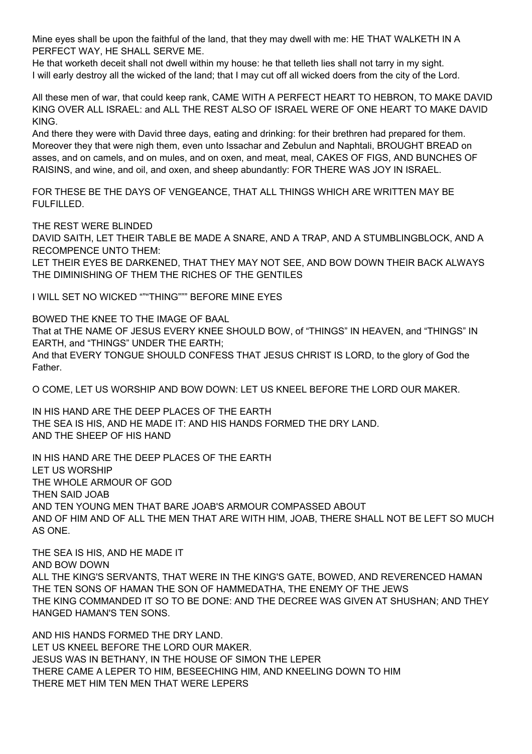Mine eyes shall be upon the faithful of the land, that they may dwell with me: HE THAT WALKETH IN A PERFECT WAY, HE SHALL SERVE ME.
He that worketh deceit shall not dwell within my house: he that telleth lies shall not tarry in my sight.
I will early destroy all the wicked of the land; that I may cut off all wicked doers from the city of the Lord.

All these men of war, that could keep rank, CAME WITH A PERFECT HEART TO HEBRON, TO MAKE DAVID KING OVER ALL ISRAEL: and ALL THE REST ALSO OF ISRAEL WERE OF ONE HEART TO MAKE DAVID KING.
And there they were with David three days, eating and drinking: for their brethren had prepared for them.
Moreover they that were nigh them, even unto Issachar and Zebulun and Naphtali, BROUGHT BREAD on asses, and on camels, and on mules, and on oxen, and meat, meal, CAKES OF FIGS, AND BUNCHES OF RAISINS, and wine, and oil, and oxen, and sheep abundantly: FOR THERE WAS JOY IN ISRAEL.

FOR THESE BE THE DAYS OF VENGEANCE, THAT ALL THINGS WHICH ARE WRITTEN MAY BE FULFILLED.

THE REST WERE BLINDED
DAVID SAITH, LET THEIR TABLE BE MADE A SNARE, AND A TRAP, AND A STUMBLINGBLOCK, AND A RECOMPENCE UNTO THEM:
LET THEIR EYES BE DARKENED, THAT THEY MAY NOT SEE, AND BOW DOWN THEIR BACK ALWAYS
THE DIMINISHING OF THEM THE RICHES OF THE GENTILES

I WILL SET NO WICKED “"“THING”"” BEFORE MINE EYES

BOWED THE KNEE TO THE IMAGE OF BAAL
That at THE NAME OF JESUS EVERY KNEE SHOULD BOW, of “THINGS” IN HEAVEN, and “THINGS” IN EARTH, and “THINGS” UNDER THE EARTH;
And that EVERY TONGUE SHOULD CONFESS THAT JESUS CHRIST IS LORD, to the glory of God the Father.

O COME, LET US WORSHIP AND BOW DOWN: LET US KNEEL BEFORE THE LORD OUR MAKER.

IN HIS HAND ARE THE DEEP PLACES OF THE EARTH
THE SEA IS HIS, AND HE MADE IT: AND HIS HANDS FORMED THE DRY LAND.
AND THE SHEEP OF HIS HAND

IN HIS HAND ARE THE DEEP PLACES OF THE EARTH
LET US WORSHIP
THE WHOLE ARMOUR OF GOD
THEN SAID JOAB
AND TEN YOUNG MEN THAT BARE JOAB'S ARMOUR COMPASSED ABOUT
AND OF HIM AND OF ALL THE MEN THAT ARE WITH HIM, JOAB, THERE SHALL NOT BE LEFT SO MUCH AS ONE.

THE SEA IS HIS, AND HE MADE IT
AND BOW DOWN
ALL THE KING'S SERVANTS, THAT WERE IN THE KING'S GATE, BOWED, AND REVERENCED HAMAN
THE TEN SONS OF HAMAN THE SON OF HAMMEDATHA, THE ENEMY OF THE JEWS
THE KING COMMANDED IT SO TO BE DONE: AND THE DECREE WAS GIVEN AT SHUSHAN; AND THEY HANGED HAMAN'S TEN SONS.

AND HIS HANDS FORMED THE DRY LAND.
LET US KNEEL BEFORE THE LORD OUR MAKER.
JESUS WAS IN BETHANY, IN THE HOUSE OF SIMON THE LEPER
THERE CAME A LEPER TO HIM, BESEECHING HIM, AND KNEELING DOWN TO HIM
THERE MET HIM TEN MEN THAT WERE LEPERS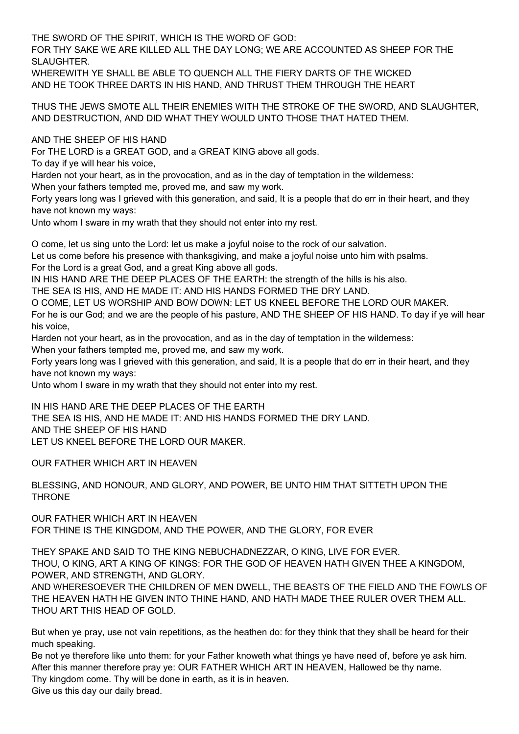THE SWORD OF THE SPIRIT, WHICH IS THE WORD OF GOD:
FOR THY SAKE WE ARE KILLED ALL THE DAY LONG; WE ARE ACCOUNTED AS SHEEP FOR THE SLAUGHTER.
WHEREWITH YE SHALL BE ABLE TO QUENCH ALL THE FIERY DARTS OF THE WICKED
AND HE TOOK THREE DARTS IN HIS HAND, AND THRUST THEM THROUGH THE HEART

THUS THE JEWS SMOTE ALL THEIR ENEMIES WITH THE STROKE OF THE SWORD, AND SLAUGHTER, AND DESTRUCTION, AND DID WHAT THEY WOULD UNTO THOSE THAT HATED THEM.

AND THE SHEEP OF HIS HAND
For THE LORD is a GREAT GOD, and a GREAT KING above all gods.
To day if ye will hear his voice,
Harden not your heart, as in the provocation, and as in the day of temptation in the wilderness:
When your fathers tempted me, proved me, and saw my work.
Forty years long was I grieved with this generation, and said, It is a people that do err in their heart, and they have not known my ways:
Unto whom I sware in my wrath that they should not enter into my rest.

O come, let us sing unto the Lord: let us make a joyful noise to the rock of our salvation.
Let us come before his presence with thanksgiving, and make a joyful noise unto him with psalms.
For the Lord is a great God, and a great King above all gods.
IN HIS HAND ARE THE DEEP PLACES OF THE EARTH: the strength of the hills is his also.
THE SEA IS HIS, AND HE MADE IT: AND HIS HANDS FORMED THE DRY LAND.
O COME, LET US WORSHIP AND BOW DOWN: LET US KNEEL BEFORE THE LORD OUR MAKER.
For he is our God; and we are the people of his pasture, AND THE SHEEP OF HIS HAND. To day if ye will hear his voice,
Harden not your heart, as in the provocation, and as in the day of temptation in the wilderness:
When your fathers tempted me, proved me, and saw my work.
Forty years long was I grieved with this generation, and said, It is a people that do err in their heart, and they have not known my ways:
Unto whom I sware in my wrath that they should not enter into my rest.

IN HIS HAND ARE THE DEEP PLACES OF THE EARTH
THE SEA IS HIS, AND HE MADE IT: AND HIS HANDS FORMED THE DRY LAND.
AND THE SHEEP OF HIS HAND
LET US KNEEL BEFORE THE LORD OUR MAKER.

OUR FATHER WHICH ART IN HEAVEN

BLESSING, AND HONOUR, AND GLORY, AND POWER, BE UNTO HIM THAT SITTETH UPON THE THRONE

OUR FATHER WHICH ART IN HEAVEN
FOR THINE IS THE KINGDOM, AND THE POWER, AND THE GLORY, FOR EVER

THEY SPAKE AND SAID TO THE KING NEBUCHADNEZZAR, O KING, LIVE FOR EVER.
THOU, O KING, ART A KING OF KINGS: FOR THE GOD OF HEAVEN HATH GIVEN THEE A KINGDOM, POWER, AND STRENGTH, AND GLORY.
AND WHERESOEVER THE CHILDREN OF MEN DWELL, THE BEASTS OF THE FIELD AND THE FOWLS OF THE HEAVEN HATH HE GIVEN INTO THINE HAND, AND HATH MADE THEE RULER OVER THEM ALL. THOU ART THIS HEAD OF GOLD.

But when ye pray, use not vain repetitions, as the heathen do: for they think that they shall be heard for their much speaking.
Be not ye therefore like unto them: for your Father knoweth what things ye have need of, before ye ask him.
After this manner therefore pray ye: OUR FATHER WHICH ART IN HEAVEN, Hallowed be thy name.
Thy kingdom come. Thy will be done in earth, as it is in heaven.
Give us this day our daily bread.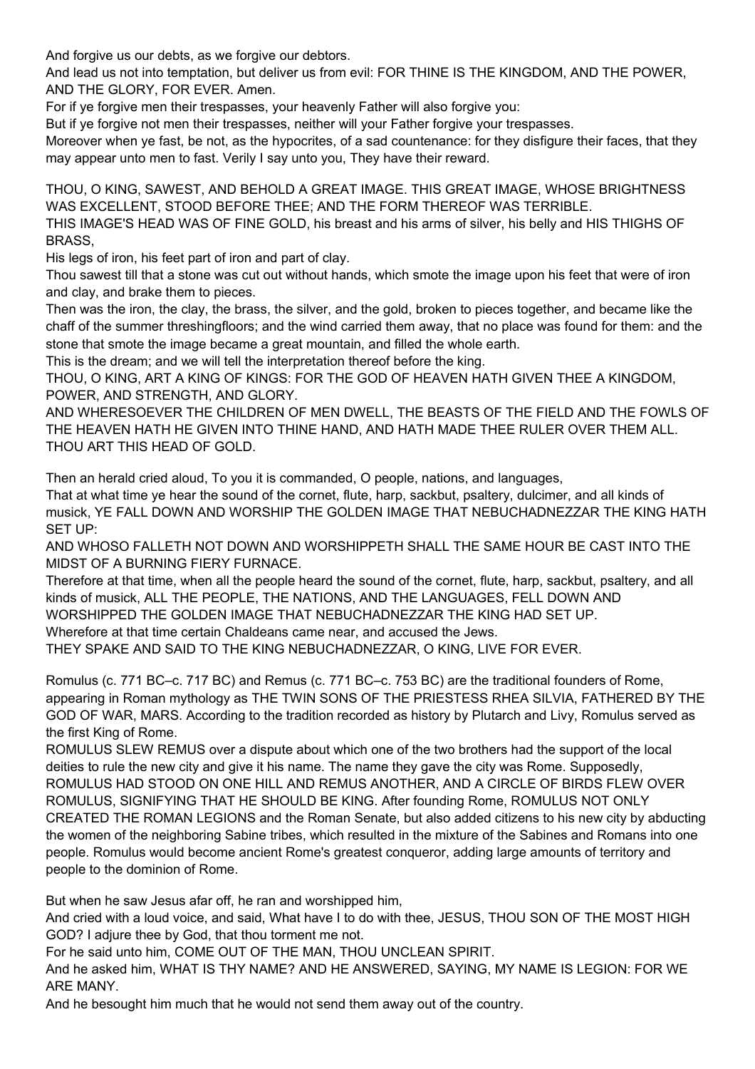And forgive us our debts, as we forgive our debtors.
And lead us not into temptation, but deliver us from evil: FOR THINE IS THE KINGDOM, AND THE POWER, AND THE GLORY, FOR EVER. Amen.
For if ye forgive men their trespasses, your heavenly Father will also forgive you:
But if ye forgive not men their trespasses, neither will your Father forgive your trespasses.
Moreover when ye fast, be not, as the hypocrites, of a sad countenance: for they disfigure their faces, that they may appear unto men to fast. Verily I say unto you, They have their reward.

THOU, O KING, SAWEST, AND BEHOLD A GREAT IMAGE. THIS GREAT IMAGE, WHOSE BRIGHTNESS WAS EXCELLENT, STOOD BEFORE THEE; AND THE FORM THEREOF WAS TERRIBLE.
THIS IMAGE'S HEAD WAS OF FINE GOLD, his breast and his arms of silver, his belly and HIS THIGHS OF BRASS,
His legs of iron, his feet part of iron and part of clay.
Thou sawest till that a stone was cut out without hands, which smote the image upon his feet that were of iron and clay, and brake them to pieces.
Then was the iron, the clay, the brass, the silver, and the gold, broken to pieces together, and became like the chaff of the summer threshingfloors; and the wind carried them away, that no place was found for them: and the stone that smote the image became a great mountain, and filled the whole earth.
This is the dream; and we will tell the interpretation thereof before the king.
THOU, O KING, ART A KING OF KINGS: FOR THE GOD OF HEAVEN HATH GIVEN THEE A KINGDOM, POWER, AND STRENGTH, AND GLORY.
AND WHERESOEVER THE CHILDREN OF MEN DWELL, THE BEASTS OF THE FIELD AND THE FOWLS OF THE HEAVEN HATH HE GIVEN INTO THINE HAND, AND HATH MADE THEE RULER OVER THEM ALL. THOU ART THIS HEAD OF GOLD.

Then an herald cried aloud, To you it is commanded, O people, nations, and languages,
That at what time ye hear the sound of the cornet, flute, harp, sackbut, psaltery, dulcimer, and all kinds of musick, YE FALL DOWN AND WORSHIP THE GOLDEN IMAGE THAT NEBUCHADNEZZAR THE KING HATH SET UP:
AND WHOSO FALLETH NOT DOWN AND WORSHIPPETH SHALL THE SAME HOUR BE CAST INTO THE MIDST OF A BURNING FIERY FURNACE.
Therefore at that time, when all the people heard the sound of the cornet, flute, harp, sackbut, psaltery, and all kinds of musick, ALL THE PEOPLE, THE NATIONS, AND THE LANGUAGES, FELL DOWN AND WORSHIPPED THE GOLDEN IMAGE THAT NEBUCHADNEZZAR THE KING HAD SET UP.
Wherefore at that time certain Chaldeans came near, and accused the Jews.
THEY SPAKE AND SAID TO THE KING NEBUCHADNEZZAR, O KING, LIVE FOR EVER.

Romulus (c. 771 BC–c. 717 BC) and Remus (c. 771 BC–c. 753 BC) are the traditional founders of Rome, appearing in Roman mythology as THE TWIN SONS OF THE PRIESTESS RHEA SILVIA, FATHERED BY THE GOD OF WAR, MARS. According to the tradition recorded as history by Plutarch and Livy, Romulus served as the first King of Rome.
ROMULUS SLEW REMUS over a dispute about which one of the two brothers had the support of the local deities to rule the new city and give it his name. The name they gave the city was Rome. Supposedly, ROMULUS HAD STOOD ON ONE HILL AND REMUS ANOTHER, AND A CIRCLE OF BIRDS FLEW OVER ROMULUS, SIGNIFYING THAT HE SHOULD BE KING. After founding Rome, ROMULUS NOT ONLY CREATED THE ROMAN LEGIONS and the Roman Senate, but also added citizens to his new city by abducting the women of the neighboring Sabine tribes, which resulted in the mixture of the Sabines and Romans into one people. Romulus would become ancient Rome's greatest conqueror, adding large amounts of territory and people to the dominion of Rome.

But when he saw Jesus afar off, he ran and worshipped him,
And cried with a loud voice, and said, What have I to do with thee, JESUS, THOU SON OF THE MOST HIGH GOD? I adjure thee by God, that thou torment me not.
For he said unto him, COME OUT OF THE MAN, THOU UNCLEAN SPIRIT.
And he asked him, WHAT IS THY NAME? AND HE ANSWERED, SAYING, MY NAME IS LEGION: FOR WE ARE MANY.
And he besought him much that he would not send them away out of the country.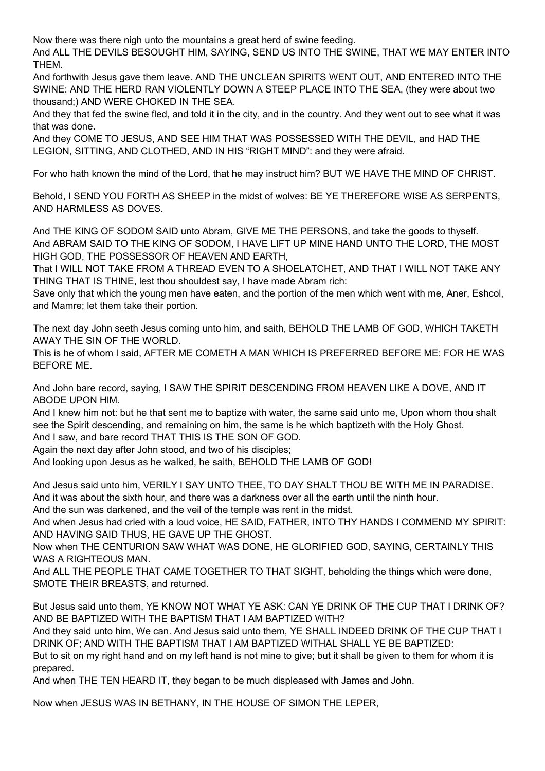Now there was there nigh unto the mountains a great herd of swine feeding.
And ALL THE DEVILS BESOUGHT HIM, SAYING, SEND US INTO THE SWINE, THAT WE MAY ENTER INTO THEM.
And forthwith Jesus gave them leave. AND THE UNCLEAN SPIRITS WENT OUT, AND ENTERED INTO THE SWINE: AND THE HERD RAN VIOLENTLY DOWN A STEEP PLACE INTO THE SEA, (they were about two thousand;) AND WERE CHOKED IN THE SEA.
And they that fed the swine fled, and told it in the city, and in the country. And they went out to see what it was that was done.
And they COME TO JESUS, AND SEE HIM THAT WAS POSSESSED WITH THE DEVIL, and HAD THE LEGION, SITTING, AND CLOTHED, AND IN HIS "RIGHT MIND": and they were afraid.

For who hath known the mind of the Lord, that he may instruct him? BUT WE HAVE THE MIND OF CHRIST.

Behold, I SEND YOU FORTH AS SHEEP in the midst of wolves: BE YE THEREFORE WISE AS SERPENTS, AND HARMLESS AS DOVES.

And THE KING OF SODOM SAID unto Abram, GIVE ME THE PERSONS, and take the goods to thyself.
And ABRAM SAID TO THE KING OF SODOM, I HAVE LIFT UP MINE HAND UNTO THE LORD, THE MOST HIGH GOD, THE POSSESSOR OF HEAVEN AND EARTH,
That I WILL NOT TAKE FROM A THREAD EVEN TO A SHOELATCHET, AND THAT I WILL NOT TAKE ANY THING THAT IS THINE, lest thou shouldest say, I have made Abram rich:
Save only that which the young men have eaten, and the portion of the men which went with me, Aner, Eshcol, and Mamre; let them take their portion.

The next day John seeth Jesus coming unto him, and saith, BEHOLD THE LAMB OF GOD, WHICH TAKETH AWAY THE SIN OF THE WORLD.
This is he of whom I said, AFTER ME COMETH A MAN WHICH IS PREFERRED BEFORE ME: FOR HE WAS BEFORE ME.

And John bare record, saying, I SAW THE SPIRIT DESCENDING FROM HEAVEN LIKE A DOVE, AND IT ABODE UPON HIM.
And I knew him not: but he that sent me to baptize with water, the same said unto me, Upon whom thou shalt see the Spirit descending, and remaining on him, the same is he which baptizeth with the Holy Ghost.
And I saw, and bare record THAT THIS IS THE SON OF GOD.
Again the next day after John stood, and two of his disciples;
And looking upon Jesus as he walked, he saith, BEHOLD THE LAMB OF GOD!

And Jesus said unto him, VERILY I SAY UNTO THEE, TO DAY SHALT THOU BE WITH ME IN PARADISE.
And it was about the sixth hour, and there was a darkness over all the earth until the ninth hour.
And the sun was darkened, and the veil of the temple was rent in the midst.
And when Jesus had cried with a loud voice, HE SAID, FATHER, INTO THY HANDS I COMMEND MY SPIRIT: AND HAVING SAID THUS, HE GAVE UP THE GHOST.
Now when THE CENTURION SAW WHAT WAS DONE, HE GLORIFIED GOD, SAYING, CERTAINLY THIS WAS A RIGHTEOUS MAN.
And ALL THE PEOPLE THAT CAME TOGETHER TO THAT SIGHT, beholding the things which were done, SMOTE THEIR BREASTS, and returned.

But Jesus said unto them, YE KNOW NOT WHAT YE ASK: CAN YE DRINK OF THE CUP THAT I DRINK OF? AND BE BAPTIZED WITH THE BAPTISM THAT I AM BAPTIZED WITH?
And they said unto him, We can. And Jesus said unto them, YE SHALL INDEED DRINK OF THE CUP THAT I DRINK OF; AND WITH THE BAPTISM THAT I AM BAPTIZED WITHAL SHALL YE BE BAPTIZED:
But to sit on my right hand and on my left hand is not mine to give; but it shall be given to them for whom it is prepared.
And when THE TEN HEARD IT, they began to be much displeased with James and John.

Now when JESUS WAS IN BETHANY, IN THE HOUSE OF SIMON THE LEPER,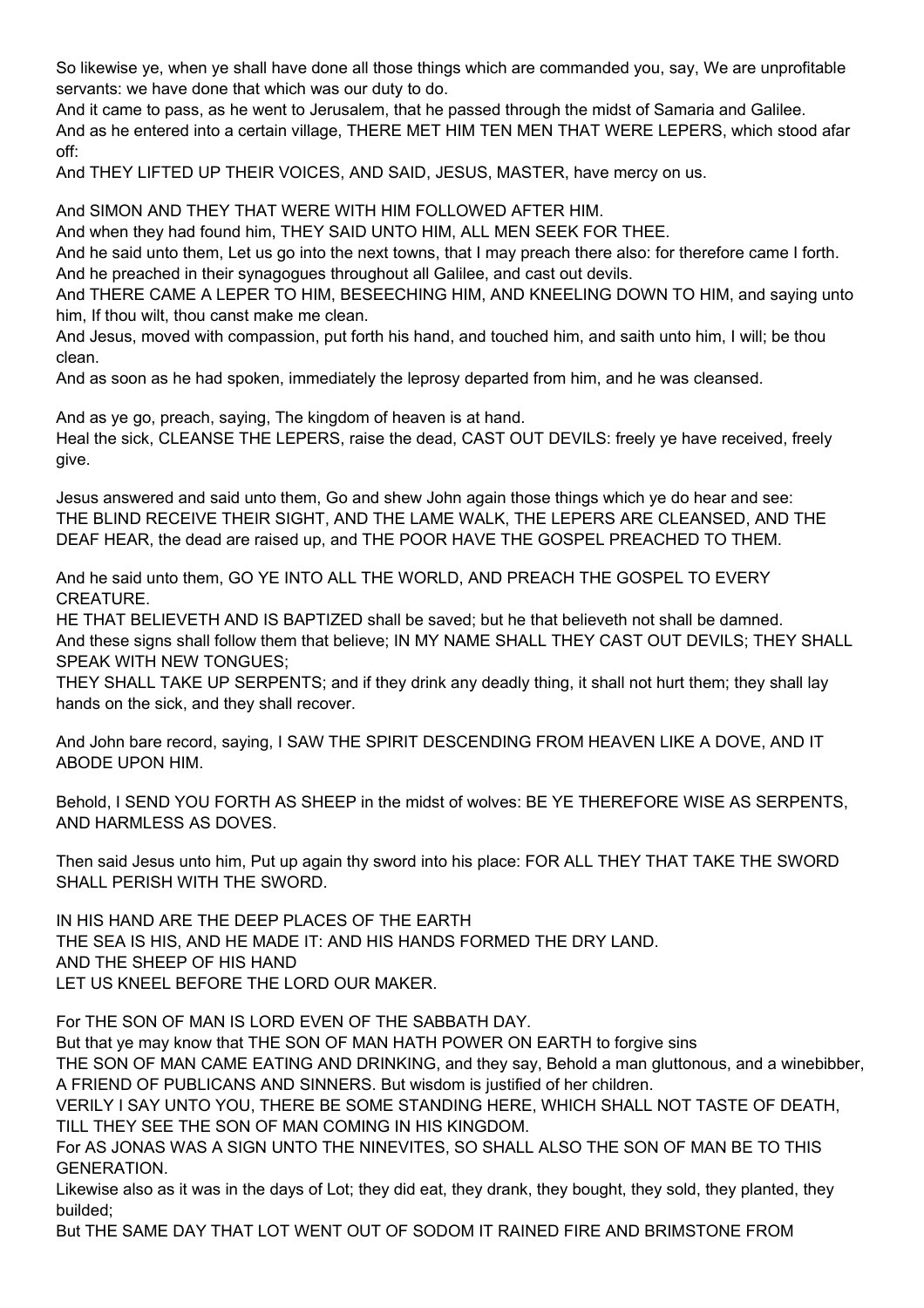So likewise ye, when ye shall have done all those things which are commanded you, say, We are unprofitable servants: we have done that which was our duty to do.
And it came to pass, as he went to Jerusalem, that he passed through the midst of Samaria and Galilee.
And as he entered into a certain village, THERE MET HIM TEN MEN THAT WERE LEPERS, which stood afar off:
And THEY LIFTED UP THEIR VOICES, AND SAID, JESUS, MASTER, have mercy on us.

And SIMON AND THEY THAT WERE WITH HIM FOLLOWED AFTER HIM.
And when they had found him, THEY SAID UNTO HIM, ALL MEN SEEK FOR THEE.
And he said unto them, Let us go into the next towns, that I may preach there also: for therefore came I forth.
And he preached in their synagogues throughout all Galilee, and cast out devils.
And THERE CAME A LEPER TO HIM, BESEECHING HIM, AND KNEELING DOWN TO HIM, and saying unto him, If thou wilt, thou canst make me clean.
And Jesus, moved with compassion, put forth his hand, and touched him, and saith unto him, I will; be thou clean.
And as soon as he had spoken, immediately the leprosy departed from him, and he was cleansed.

And as ye go, preach, saying, The kingdom of heaven is at hand.
Heal the sick, CLEANSE THE LEPERS, raise the dead, CAST OUT DEVILS: freely ye have received, freely give.

Jesus answered and said unto them, Go and shew John again those things which ye do hear and see:
THE BLIND RECEIVE THEIR SIGHT, AND THE LAME WALK, THE LEPERS ARE CLEANSED, AND THE DEAF HEAR, the dead are raised up, and THE POOR HAVE THE GOSPEL PREACHED TO THEM.

And he said unto them, GO YE INTO ALL THE WORLD, AND PREACH THE GOSPEL TO EVERY CREATURE.
HE THAT BELIEVETH AND IS BAPTIZED shall be saved; but he that believeth not shall be damned.
And these signs shall follow them that believe; IN MY NAME SHALL THEY CAST OUT DEVILS; THEY SHALL SPEAK WITH NEW TONGUES;
THEY SHALL TAKE UP SERPENTS; and if they drink any deadly thing, it shall not hurt them; they shall lay hands on the sick, and they shall recover.

And John bare record, saying, I SAW THE SPIRIT DESCENDING FROM HEAVEN LIKE A DOVE, AND IT ABODE UPON HIM.

Behold, I SEND YOU FORTH AS SHEEP in the midst of wolves: BE YE THEREFORE WISE AS SERPENTS, AND HARMLESS AS DOVES.

Then said Jesus unto him, Put up again thy sword into his place: FOR ALL THEY THAT TAKE THE SWORD SHALL PERISH WITH THE SWORD.

IN HIS HAND ARE THE DEEP PLACES OF THE EARTH
THE SEA IS HIS, AND HE MADE IT: AND HIS HANDS FORMED THE DRY LAND.
AND THE SHEEP OF HIS HAND
LET US KNEEL BEFORE THE LORD OUR MAKER.

For THE SON OF MAN IS LORD EVEN OF THE SABBATH DAY.
But that ye may know that THE SON OF MAN HATH POWER ON EARTH to forgive sins
THE SON OF MAN CAME EATING AND DRINKING, and they say, Behold a man gluttonous, and a winebibber, A FRIEND OF PUBLICANS AND SINNERS. But wisdom is justified of her children.
VERILY I SAY UNTO YOU, THERE BE SOME STANDING HERE, WHICH SHALL NOT TASTE OF DEATH, TILL THEY SEE THE SON OF MAN COMING IN HIS KINGDOM.
For AS JONAS WAS A SIGN UNTO THE NINEVITES, SO SHALL ALSO THE SON OF MAN BE TO THIS GENERATION.
Likewise also as it was in the days of Lot; they did eat, they drank, they bought, they sold, they planted, they builded;
But THE SAME DAY THAT LOT WENT OUT OF SODOM IT RAINED FIRE AND BRIMSTONE FROM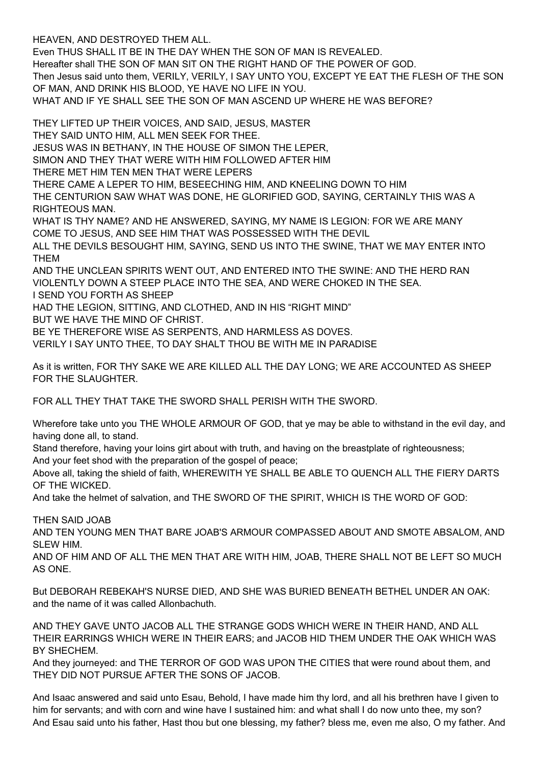HEAVEN, AND DESTROYED THEM ALL.
Even THUS SHALL IT BE IN THE DAY WHEN THE SON OF MAN IS REVEALED.
Hereafter shall THE SON OF MAN SIT ON THE RIGHT HAND OF THE POWER OF GOD.
Then Jesus said unto them, VERILY, VERILY, I SAY UNTO YOU, EXCEPT YE EAT THE FLESH OF THE SON OF MAN, AND DRINK HIS BLOOD, YE HAVE NO LIFE IN YOU.
WHAT AND IF YE SHALL SEE THE SON OF MAN ASCEND UP WHERE HE WAS BEFORE?

THEY LIFTED UP THEIR VOICES, AND SAID, JESUS, MASTER
THEY SAID UNTO HIM, ALL MEN SEEK FOR THEE.
JESUS WAS IN BETHANY, IN THE HOUSE OF SIMON THE LEPER,
SIMON AND THEY THAT WERE WITH HIM FOLLOWED AFTER HIM
THERE MET HIM TEN MEN THAT WERE LEPERS
THERE CAME A LEPER TO HIM, BESEECHING HIM, AND KNEELING DOWN TO HIM
THE CENTURION SAW WHAT WAS DONE, HE GLORIFIED GOD, SAYING, CERTAINLY THIS WAS A RIGHTEOUS MAN.
WHAT IS THY NAME? AND HE ANSWERED, SAYING, MY NAME IS LEGION: FOR WE ARE MANY
COME TO JESUS, AND SEE HIM THAT WAS POSSESSED WITH THE DEVIL
ALL THE DEVILS BESOUGHT HIM, SAYING, SEND US INTO THE SWINE, THAT WE MAY ENTER INTO THEM
AND THE UNCLEAN SPIRITS WENT OUT, AND ENTERED INTO THE SWINE: AND THE HERD RAN VIOLENTLY DOWN A STEEP PLACE INTO THE SEA, AND WERE CHOKED IN THE SEA.
I SEND YOU FORTH AS SHEEP
HAD THE LEGION, SITTING, AND CLOTHED, AND IN HIS "RIGHT MIND"
BUT WE HAVE THE MIND OF CHRIST.
BE YE THEREFORE WISE AS SERPENTS, AND HARMLESS AS DOVES.
VERILY I SAY UNTO THEE, TO DAY SHALT THOU BE WITH ME IN PARADISE

As it is written, FOR THY SAKE WE ARE KILLED ALL THE DAY LONG; WE ARE ACCOUNTED AS SHEEP FOR THE SLAUGHTER.

FOR ALL THEY THAT TAKE THE SWORD SHALL PERISH WITH THE SWORD.

Wherefore take unto you THE WHOLE ARMOUR OF GOD, that ye may be able to withstand in the evil day, and having done all, to stand.
Stand therefore, having your loins girt about with truth, and having on the breastplate of righteousness;
And your feet shod with the preparation of the gospel of peace;
Above all, taking the shield of faith, WHEREWITH YE SHALL BE ABLE TO QUENCH ALL THE FIERY DARTS OF THE WICKED.
And take the helmet of salvation, and THE SWORD OF THE SPIRIT, WHICH IS THE WORD OF GOD:

THEN SAID JOAB
AND TEN YOUNG MEN THAT BARE JOAB'S ARMOUR COMPASSED ABOUT AND SMOTE ABSALOM, AND SLEW HIM.
AND OF HIM AND OF ALL THE MEN THAT ARE WITH HIM, JOAB, THERE SHALL NOT BE LEFT SO MUCH AS ONE.

But DEBORAH REBEKAH'S NURSE DIED, AND SHE WAS BURIED BENEATH BETHEL UNDER AN OAK: and the name of it was called Allonbachuth.

AND THEY GAVE UNTO JACOB ALL THE STRANGE GODS WHICH WERE IN THEIR HAND, AND ALL THEIR EARRINGS WHICH WERE IN THEIR EARS; and JACOB HID THEM UNDER THE OAK WHICH WAS BY SHECHEM.
And they journeyed: and THE TERROR OF GOD WAS UPON THE CITIES that were round about them, and THEY DID NOT PURSUE AFTER THE SONS OF JACOB.

And Isaac answered and said unto Esau, Behold, I have made him thy lord, and all his brethren have I given to him for servants; and with corn and wine have I sustained him: and what shall I do now unto thee, my son?
And Esau said unto his father, Hast thou but one blessing, my father? bless me, even me also, O my father. And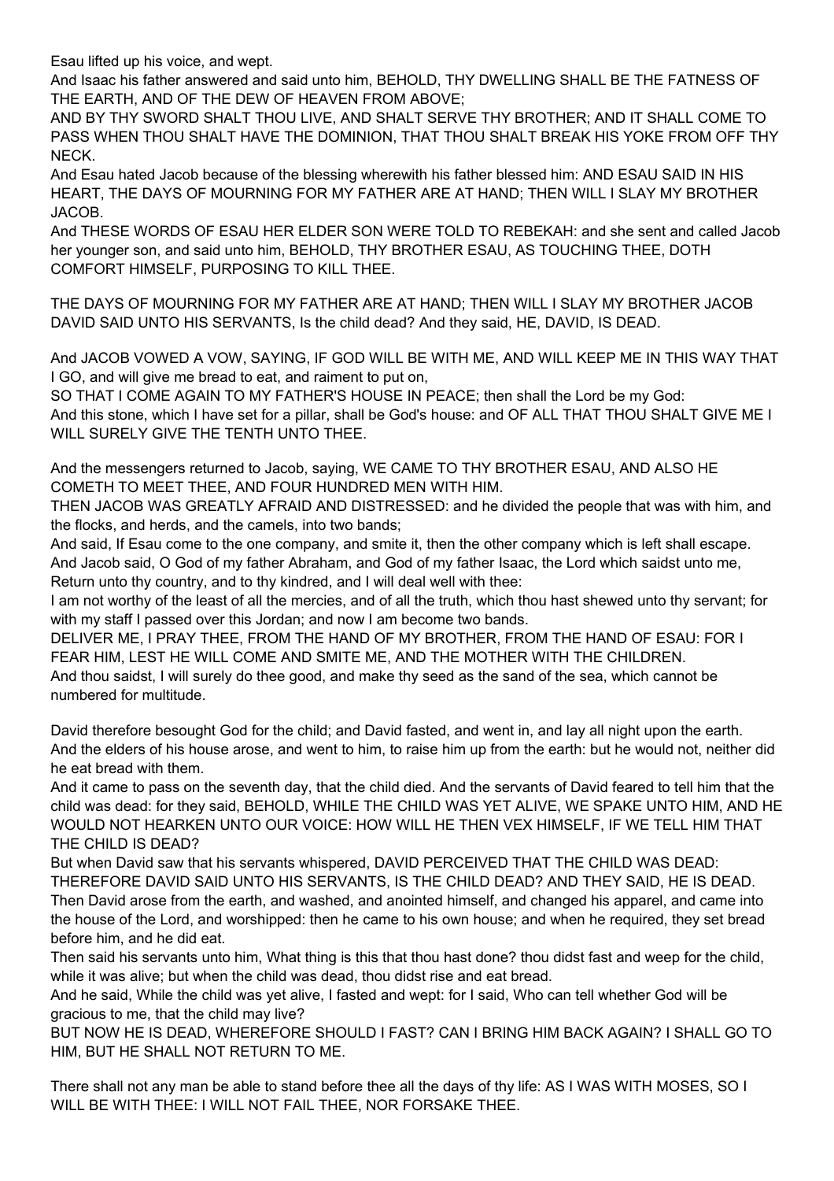Esau lifted up his voice, and wept.

And Isaac his father answered and said unto him, BEHOLD, THY DWELLING SHALL BE THE FATNESS OF THE EARTH, AND OF THE DEW OF HEAVEN FROM ABOVE;

AND BY THY SWORD SHALT THOU LIVE, AND SHALT SERVE THY BROTHER; AND IT SHALL COME TO PASS WHEN THOU SHALT HAVE THE DOMINION, THAT THOU SHALT BREAK HIS YOKE FROM OFF THY NECK.

And Esau hated Jacob because of the blessing wherewith his father blessed him: AND ESAU SAID IN HIS HEART, THE DAYS OF MOURNING FOR MY FATHER ARE AT HAND; THEN WILL I SLAY MY BROTHER JACOB.

And THESE WORDS OF ESAU HER ELDER SON WERE TOLD TO REBEKAH: and she sent and called Jacob her younger son, and said unto him, BEHOLD, THY BROTHER ESAU, AS TOUCHING THEE, DOTH COMFORT HIMSELF, PURPOSING TO KILL THEE.

THE DAYS OF MOURNING FOR MY FATHER ARE AT HAND; THEN WILL I SLAY MY BROTHER JACOB
DAVID SAID UNTO HIS SERVANTS, Is the child dead? And they said, HE, DAVID, IS DEAD.

And JACOB VOWED A VOW, SAYING, IF GOD WILL BE WITH ME, AND WILL KEEP ME IN THIS WAY THAT I GO, and will give me bread to eat, and raiment to put on,

SO THAT I COME AGAIN TO MY FATHER'S HOUSE IN PEACE; then shall the Lord be my God:
And this stone, which I have set for a pillar, shall be God's house: and OF ALL THAT THOU SHALT GIVE ME I WILL SURELY GIVE THE TENTH UNTO THEE.

And the messengers returned to Jacob, saying, WE CAME TO THY BROTHER ESAU, AND ALSO HE COMETH TO MEET THEE, AND FOUR HUNDRED MEN WITH HIM.

THEN JACOB WAS GREATLY AFRAID AND DISTRESSED: and he divided the people that was with him, and the flocks, and herds, and the camels, into two bands;

And said, If Esau come to the one company, and smite it, then the other company which is left shall escape.
And Jacob said, O God of my father Abraham, and God of my father Isaac, the Lord which saidst unto me, Return unto thy country, and to thy kindred, and I will deal well with thee:

I am not worthy of the least of all the mercies, and of all the truth, which thou hast shewed unto thy servant; for with my staff I passed over this Jordan; and now I am become two bands.

DELIVER ME, I PRAY THEE, FROM THE HAND OF MY BROTHER, FROM THE HAND OF ESAU: FOR I FEAR HIM, LEST HE WILL COME AND SMITE ME, AND THE MOTHER WITH THE CHILDREN.

And thou saidst, I will surely do thee good, and make thy seed as the sand of the sea, which cannot be numbered for multitude.

David therefore besought God for the child; and David fasted, and went in, and lay all night upon the earth.
And the elders of his house arose, and went to him, to raise him up from the earth: but he would not, neither did he eat bread with them.

And it came to pass on the seventh day, that the child died. And the servants of David feared to tell him that the child was dead: for they said, BEHOLD, WHILE THE CHILD WAS YET ALIVE, WE SPAKE UNTO HIM, AND HE WOULD NOT HEARKEN UNTO OUR VOICE: HOW WILL HE THEN VEX HIMSELF, IF WE TELL HIM THAT THE CHILD IS DEAD?

But when David saw that his servants whispered, DAVID PERCEIVED THAT THE CHILD WAS DEAD: THEREFORE DAVID SAID UNTO HIS SERVANTS, IS THE CHILD DEAD? AND THEY SAID, HE IS DEAD.

Then David arose from the earth, and washed, and anointed himself, and changed his apparel, and came into the house of the Lord, and worshipped: then he came to his own house; and when he required, they set bread before him, and he did eat.

Then said his servants unto him, What thing is this that thou hast done? thou didst fast and weep for the child, while it was alive; but when the child was dead, thou didst rise and eat bread.

And he said, While the child was yet alive, I fasted and wept: for I said, Who can tell whether God will be gracious to me, that the child may live?

BUT NOW HE IS DEAD, WHEREFORE SHOULD I FAST? CAN I BRING HIM BACK AGAIN? I SHALL GO TO HIM, BUT HE SHALL NOT RETURN TO ME.

There shall not any man be able to stand before thee all the days of thy life: AS I WAS WITH MOSES, SO I WILL BE WITH THEE: I WILL NOT FAIL THEE, NOR FORSAKE THEE.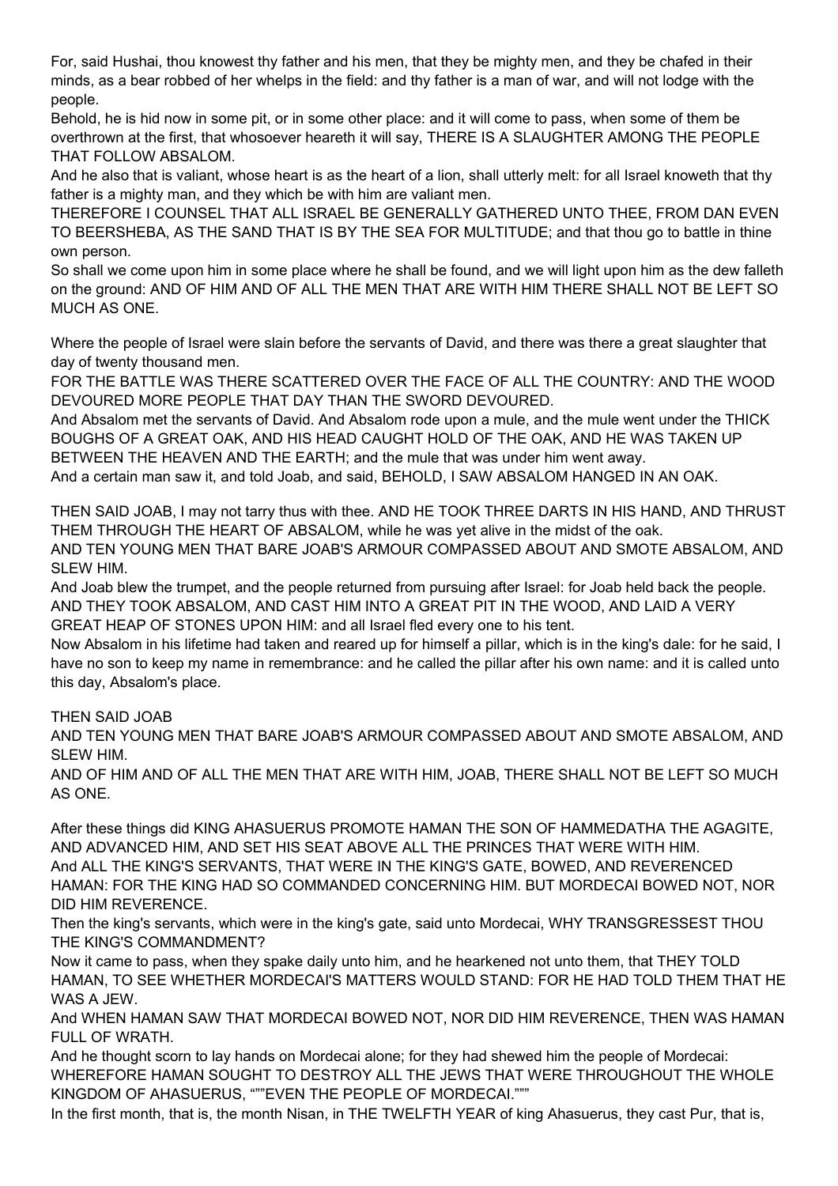For, said Hushai, thou knowest thy father and his men, that they be mighty men, and they be chafed in their minds, as a bear robbed of her whelps in the field: and thy father is a man of war, and will not lodge with the people.

Behold, he is hid now in some pit, or in some other place: and it will come to pass, when some of them be overthrown at the first, that whosoever heareth it will say, THERE IS A SLAUGHTER AMONG THE PEOPLE THAT FOLLOW ABSALOM.

And he also that is valiant, whose heart is as the heart of a lion, shall utterly melt: for all Israel knoweth that thy father is a mighty man, and they which be with him are valiant men.

THEREFORE I COUNSEL THAT ALL ISRAEL BE GENERALLY GATHERED UNTO THEE, FROM DAN EVEN TO BEERSHEBA, AS THE SAND THAT IS BY THE SEA FOR MULTITUDE; and that thou go to battle in thine own person.

So shall we come upon him in some place where he shall be found, and we will light upon him as the dew falleth on the ground: AND OF HIM AND OF ALL THE MEN THAT ARE WITH HIM THERE SHALL NOT BE LEFT SO MUCH AS ONE.

Where the people of Israel were slain before the servants of David, and there was there a great slaughter that day of twenty thousand men.

FOR THE BATTLE WAS THERE SCATTERED OVER THE FACE OF ALL THE COUNTRY: AND THE WOOD DEVOURED MORE PEOPLE THAT DAY THAN THE SWORD DEVOURED.

And Absalom met the servants of David. And Absalom rode upon a mule, and the mule went under the THICK BOUGHS OF A GREAT OAK, AND HIS HEAD CAUGHT HOLD OF THE OAK, AND HE WAS TAKEN UP BETWEEN THE HEAVEN AND THE EARTH; and the mule that was under him went away.

And a certain man saw it, and told Joab, and said, BEHOLD, I SAW ABSALOM HANGED IN AN OAK.

THEN SAID JOAB, I may not tarry thus with thee. AND HE TOOK THREE DARTS IN HIS HAND, AND THRUST THEM THROUGH THE HEART OF ABSALOM, while he was yet alive in the midst of the oak.

AND TEN YOUNG MEN THAT BARE JOAB'S ARMOUR COMPASSED ABOUT AND SMOTE ABSALOM, AND SLEW HIM.

And Joab blew the trumpet, and the people returned from pursuing after Israel: for Joab held back the people.

AND THEY TOOK ABSALOM, AND CAST HIM INTO A GREAT PIT IN THE WOOD, AND LAID A VERY GREAT HEAP OF STONES UPON HIM: and all Israel fled every one to his tent.

Now Absalom in his lifetime had taken and reared up for himself a pillar, which is in the king's dale: for he said, I have no son to keep my name in remembrance: and he called the pillar after his own name: and it is called unto this day, Absalom's place.

THEN SAID JOAB

AND TEN YOUNG MEN THAT BARE JOAB'S ARMOUR COMPASSED ABOUT AND SMOTE ABSALOM, AND SLEW HIM.

AND OF HIM AND OF ALL THE MEN THAT ARE WITH HIM, JOAB, THERE SHALL NOT BE LEFT SO MUCH AS ONE.

After these things did KING AHASUERUS PROMOTE HAMAN THE SON OF HAMMEDATHA THE AGAGITE, AND ADVANCED HIM, AND SET HIS SEAT ABOVE ALL THE PRINCES THAT WERE WITH HIM.

And ALL THE KING'S SERVANTS, THAT WERE IN THE KING'S GATE, BOWED, AND REVERENCED HAMAN: FOR THE KING HAD SO COMMANDED CONCERNING HIM. BUT MORDECAI BOWED NOT, NOR DID HIM REVERENCE.

Then the king's servants, which were in the king's gate, said unto Mordecai, WHY TRANSGRESSEST THOU THE KING'S COMMANDMENT?

Now it came to pass, when they spake daily unto him, and he hearkened not unto them, that THEY TOLD HAMAN, TO SEE WHETHER MORDECAI'S MATTERS WOULD STAND: FOR HE HAD TOLD THEM THAT HE WAS A JEW.

And WHEN HAMAN SAW THAT MORDECAI BOWED NOT, NOR DID HIM REVERENCE, THEN WAS HAMAN FULL OF WRATH.

And he thought scorn to lay hands on Mordecai alone; for they had shewed him the people of Mordecai: WHEREFORE HAMAN SOUGHT TO DESTROY ALL THE JEWS THAT WERE THROUGHOUT THE WHOLE KINGDOM OF AHASUERUS, “""EVEN THE PEOPLE OF MORDECAI.""”

In the first month, that is, the month Nisan, in THE TWELFTH YEAR of king Ahasuerus, they cast Pur, that is,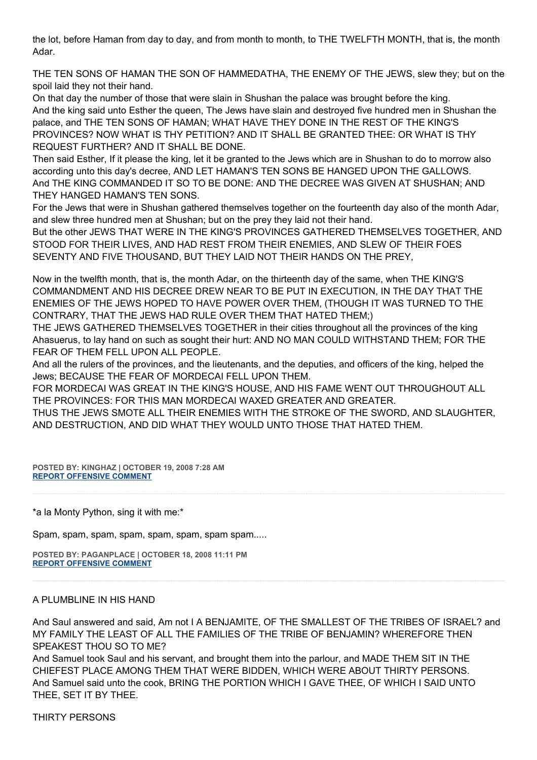the lot, before Haman from day to day, and from month to month, to THE TWELFTH MONTH, that is, the month Adar.

THE TEN SONS OF HAMAN THE SON OF HAMMEDATHA, THE ENEMY OF THE JEWS, slew they; but on the spoil laid they not their hand.
On that day the number of those that were slain in Shushan the palace was brought before the king.
And the king said unto Esther the queen, The Jews have slain and destroyed five hundred men in Shushan the palace, and THE TEN SONS OF HAMAN; WHAT HAVE THEY DONE IN THE REST OF THE KING'S PROVINCES? NOW WHAT IS THY PETITION? AND IT SHALL BE GRANTED THEE: OR WHAT IS THY REQUEST FURTHER? AND IT SHALL BE DONE.
Then said Esther, If it please the king, let it be granted to the Jews which are in Shushan to do to morrow also according unto this day's decree, AND LET HAMAN'S TEN SONS BE HANGED UPON THE GALLOWS.
And THE KING COMMANDED IT SO TO BE DONE: AND THE DECREE WAS GIVEN AT SHUSHAN; AND THEY HANGED HAMAN'S TEN SONS.
For the Jews that were in Shushan gathered themselves together on the fourteenth day also of the month Adar, and slew three hundred men at Shushan; but on the prey they laid not their hand.
But the other JEWS THAT WERE IN THE KING'S PROVINCES GATHERED THEMSELVES TOGETHER, AND STOOD FOR THEIR LIVES, AND HAD REST FROM THEIR ENEMIES, AND SLEW OF THEIR FOES SEVENTY AND FIVE THOUSAND, BUT THEY LAID NOT THEIR HANDS ON THE PREY,

Now in the twelfth month, that is, the month Adar, on the thirteenth day of the same, when THE KING'S COMMANDMENT AND HIS DECREE DREW NEAR TO BE PUT IN EXECUTION, IN THE DAY THAT THE ENEMIES OF THE JEWS HOPED TO HAVE POWER OVER THEM, (THOUGH IT WAS TURNED TO THE CONTRARY, THAT THE JEWS HAD RULE OVER THEM THAT HATED THEM;)
THE JEWS GATHERED THEMSELVES TOGETHER in their cities throughout all the provinces of the king Ahasuerus, to lay hand on such as sought their hurt: AND NO MAN COULD WITHSTAND THEM; FOR THE FEAR OF THEM FELL UPON ALL PEOPLE.
And all the rulers of the provinces, and the lieutenants, and the deputies, and officers of the king, helped the Jews; BECAUSE THE FEAR OF MORDECAI FELL UPON THEM.
FOR MORDECAI WAS GREAT IN THE KING'S HOUSE, AND HIS FAME WENT OUT THROUGHOUT ALL THE PROVINCES: FOR THIS MAN MORDECAI WAXED GREATER AND GREATER.
THUS THE JEWS SMOTE ALL THEIR ENEMIES WITH THE STROKE OF THE SWORD, AND SLAUGHTER, AND DESTRUCTION, AND DID WHAT THEY WOULD UNTO THOSE THAT HATED THEM.

**POSTED BY: KINGHAZ | OCTOBER 19, 2008 7:28 AM**
**REPORT OFFENSIVE COMMENT**

---

*a la Monty Python, sing it with me:*

Spam, spam, spam, spam, spam, spam, spam spam.....

**POSTED BY: PAGANPLACE | OCTOBER 18, 2008 11:11 PM**
**REPORT OFFENSIVE COMMENT**

---

A PLUMBLINE IN HIS HAND

And Saul answered and said, Am not I A BENJAMITE, OF THE SMALLEST OF THE TRIBES OF ISRAEL? and MY FAMILY THE LEAST OF ALL THE FAMILIES OF THE TRIBE OF BENJAMIN? WHEREFORE THEN SPEAKEST THOU SO TO ME?
And Samuel took Saul and his servant, and brought them into the parlour, and MADE THEM SIT IN THE CHIEFEST PLACE AMONG THEM THAT WERE BIDDEN, WHICH WERE ABOUT THIRTY PERSONS.
And Samuel said unto the cook, BRING THE PORTION WHICH I GAVE THEE, OF WHICH I SAID UNTO THEE, SET IT BY THEE.

THIRTY PERSONS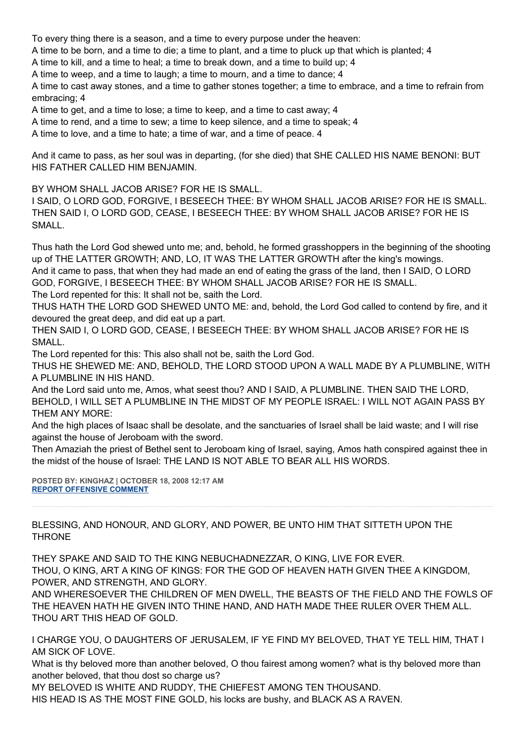To every thing there is a season, and a time to every purpose under the heaven:
A time to be born, and a time to die; a time to plant, and a time to pluck up that which is planted; 4
A time to kill, and a time to heal; a time to break down, and a time to build up; 4
A time to weep, and a time to laugh; a time to mourn, and a time to dance; 4
A time to cast away stones, and a time to gather stones together; a time to embrace, and a time to refrain from embracing; 4
A time to get, and a time to lose; a time to keep, and a time to cast away; 4
A time to rend, and a time to sew; a time to keep silence, and a time to speak; 4
A time to love, and a time to hate; a time of war, and a time of peace. 4

And it came to pass, as her soul was in departing, (for she died) that SHE CALLED HIS NAME BENONI: BUT HIS FATHER CALLED HIM BENJAMIN.

BY WHOM SHALL JACOB ARISE? FOR HE IS SMALL.
I SAID, O LORD GOD, FORGIVE, I BESEECH THEE: BY WHOM SHALL JACOB ARISE? FOR HE IS SMALL.
THEN SAID I, O LORD GOD, CEASE, I BESEECH THEE: BY WHOM SHALL JACOB ARISE? FOR HE IS SMALL.

Thus hath the Lord God shewed unto me; and, behold, he formed grasshoppers in the beginning of the shooting up of THE LATTER GROWTH; AND, LO, IT WAS THE LATTER GROWTH after the king's mowings.
And it came to pass, that when they had made an end of eating the grass of the land, then I SAID, O LORD GOD, FORGIVE, I BESEECH THEE: BY WHOM SHALL JACOB ARISE? FOR HE IS SMALL.
The Lord repented for this: It shall not be, saith the Lord.
THUS HATH THE LORD GOD SHEWED UNTO ME: and, behold, the Lord God called to contend by fire, and it devoured the great deep, and did eat up a part.
THEN SAID I, O LORD GOD, CEASE, I BESEECH THEE: BY WHOM SHALL JACOB ARISE? FOR HE IS SMALL.
The Lord repented for this: This also shall not be, saith the Lord God.
THUS HE SHEWED ME: AND, BEHOLD, THE LORD STOOD UPON A WALL MADE BY A PLUMBLINE, WITH A PLUMBLINE IN HIS HAND.
And the Lord said unto me, Amos, what seest thou? AND I SAID, A PLUMBLINE. THEN SAID THE LORD, BEHOLD, I WILL SET A PLUMBLINE IN THE MIDST OF MY PEOPLE ISRAEL: I WILL NOT AGAIN PASS BY THEM ANY MORE:
And the high places of Isaac shall be desolate, and the sanctuaries of Israel shall be laid waste; and I will rise against the house of Jeroboam with the sword.
Then Amaziah the priest of Bethel sent to Jeroboam king of Israel, saying, Amos hath conspired against thee in the midst of the house of Israel: THE LAND IS NOT ABLE TO BEAR ALL HIS WORDS.

**POSTED BY: KINGHAZ | OCTOBER 18, 2008 12:17 AM**
**REPORT OFFENSIVE COMMENT**

---

BLESSING, AND HONOUR, AND GLORY, AND POWER, BE UNTO HIM THAT SITTETH UPON THE THRONE

THEY SPAKE AND SAID TO THE KING NEBUCHADNEZZAR, O KING, LIVE FOR EVER.
THOU, O KING, ART A KING OF KINGS: FOR THE GOD OF HEAVEN HATH GIVEN THEE A KINGDOM, POWER, AND STRENGTH, AND GLORY.
AND WHERESOEVER THE CHILDREN OF MEN DWELL, THE BEASTS OF THE FIELD AND THE FOWLS OF THE HEAVEN HATH HE GIVEN INTO THINE HAND, AND HATH MADE THEE RULER OVER THEM ALL. THOU ART THIS HEAD OF GOLD.

I CHARGE YOU, O DAUGHTERS OF JERUSALEM, IF YE FIND MY BELOVED, THAT YE TELL HIM, THAT I AM SICK OF LOVE.
What is thy beloved more than another beloved, O thou fairest among women? what is thy beloved more than another beloved, that thou dost so charge us?
MY BELOVED IS WHITE AND RUDDY, THE CHIEFEST AMONG TEN THOUSAND.
HIS HEAD IS AS THE MOST FINE GOLD, his locks are bushy, and BLACK AS A RAVEN.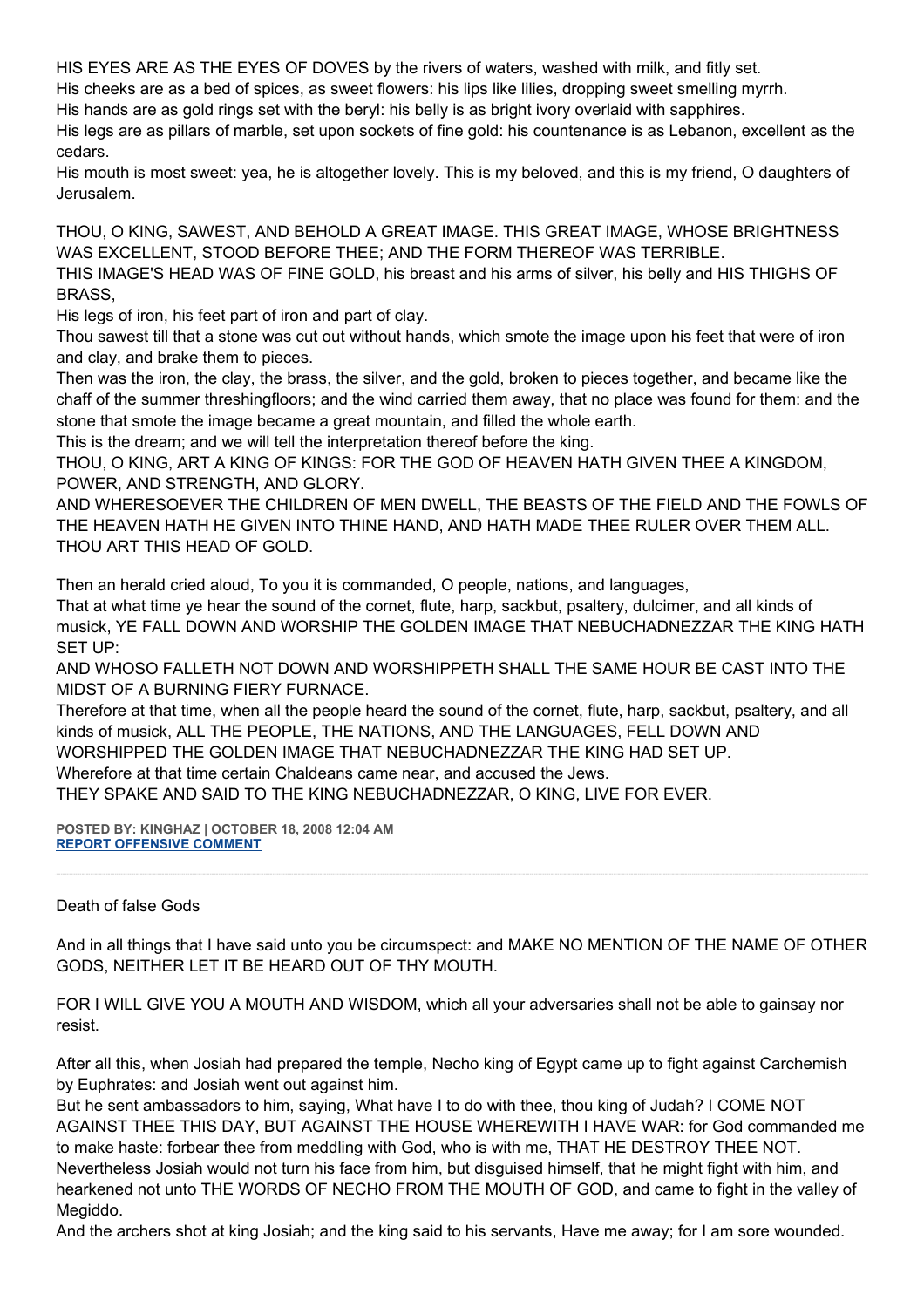HIS EYES ARE AS THE EYES OF DOVES by the rivers of waters, washed with milk, and fitly set.
His cheeks are as a bed of spices, as sweet flowers: his lips like lilies, dropping sweet smelling myrrh.
His hands are as gold rings set with the beryl: his belly is as bright ivory overlaid with sapphires.
His legs are as pillars of marble, set upon sockets of fine gold: his countenance is as Lebanon, excellent as the cedars.
His mouth is most sweet: yea, he is altogether lovely. This is my beloved, and this is my friend, O daughters of Jerusalem.

THOU, O KING, SAWEST, AND BEHOLD A GREAT IMAGE. THIS GREAT IMAGE, WHOSE BRIGHTNESS WAS EXCELLENT, STOOD BEFORE THEE; AND THE FORM THEREOF WAS TERRIBLE.
THIS IMAGE'S HEAD WAS OF FINE GOLD, his breast and his arms of silver, his belly and HIS THIGHS OF BRASS,
His legs of iron, his feet part of iron and part of clay.
Thou sawest till that a stone was cut out without hands, which smote the image upon his feet that were of iron and clay, and brake them to pieces.
Then was the iron, the clay, the brass, the silver, and the gold, broken to pieces together, and became like the chaff of the summer threshingfloors; and the wind carried them away, that no place was found for them: and the stone that smote the image became a great mountain, and filled the whole earth.
This is the dream; and we will tell the interpretation thereof before the king.
THOU, O KING, ART A KING OF KINGS: FOR THE GOD OF HEAVEN HATH GIVEN THEE A KINGDOM, POWER, AND STRENGTH, AND GLORY.
AND WHERESOEVER THE CHILDREN OF MEN DWELL, THE BEASTS OF THE FIELD AND THE FOWLS OF THE HEAVEN HATH HE GIVEN INTO THINE HAND, AND HATH MADE THEE RULER OVER THEM ALL. THOU ART THIS HEAD OF GOLD.

Then an herald cried aloud, To you it is commanded, O people, nations, and languages,
That at what time ye hear the sound of the cornet, flute, harp, sackbut, psaltery, dulcimer, and all kinds of musick, YE FALL DOWN AND WORSHIP THE GOLDEN IMAGE THAT NEBUCHADNEZZAR THE KING HATH SET UP:
AND WHOSO FALLETH NOT DOWN AND WORSHIPPETH SHALL THE SAME HOUR BE CAST INTO THE MIDST OF A BURNING FIERY FURNACE.
Therefore at that time, when all the people heard the sound of the cornet, flute, harp, sackbut, psaltery, and all kinds of musick, ALL THE PEOPLE, THE NATIONS, AND THE LANGUAGES, FELL DOWN AND WORSHIPPED THE GOLDEN IMAGE THAT NEBUCHADNEZZAR THE KING HAD SET UP.
Wherefore at that time certain Chaldeans came near, and accused the Jews.
THEY SPAKE AND SAID TO THE KING NEBUCHADNEZZAR, O KING, LIVE FOR EVER.

**POSTED BY: KINGHAZ | OCTOBER 18, 2008 12:04 AM**
**REPORT OFFENSIVE COMMENT**

---

Death of false Gods

And in all things that I have said unto you be circumspect: and MAKE NO MENTION OF THE NAME OF OTHER GODS, NEITHER LET IT BE HEARD OUT OF THY MOUTH.

FOR I WILL GIVE YOU A MOUTH AND WISDOM, which all your adversaries shall not be able to gainsay nor resist.

After all this, when Josiah had prepared the temple, Necho king of Egypt came up to fight against Carchemish by Euphrates: and Josiah went out against him.
But he sent ambassadors to him, saying, What have I to do with thee, thou king of Judah? I COME NOT AGAINST THEE THIS DAY, BUT AGAINST THE HOUSE WHEREWITH I HAVE WAR: for God commanded me to make haste: forbear thee from meddling with God, who is with me, THAT HE DESTROY THEE NOT.
Nevertheless Josiah would not turn his face from him, but disguised himself, that he might fight with him, and hearkened not unto THE WORDS OF NECHO FROM THE MOUTH OF GOD, and came to fight in the valley of Megiddo.
And the archers shot at king Josiah; and the king said to his servants, Have me away; for I am sore wounded.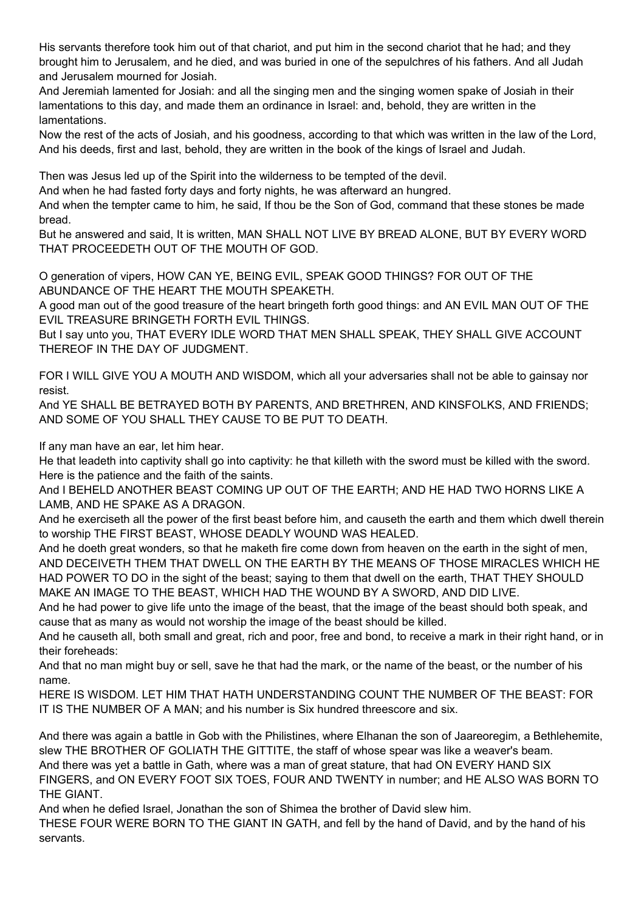His servants therefore took him out of that chariot, and put him in the second chariot that he had; and they brought him to Jerusalem, and he died, and was buried in one of the sepulchres of his fathers. And all Judah and Jerusalem mourned for Josiah.
And Jeremiah lamented for Josiah: and all the singing men and the singing women spake of Josiah in their lamentations to this day, and made them an ordinance in Israel: and, behold, they are written in the lamentations.
Now the rest of the acts of Josiah, and his goodness, according to that which was written in the law of the Lord, And his deeds, first and last, behold, they are written in the book of the kings of Israel and Judah.

Then was Jesus led up of the Spirit into the wilderness to be tempted of the devil.
And when he had fasted forty days and forty nights, he was afterward an hungred.
And when the tempter came to him, he said, If thou be the Son of God, command that these stones be made bread.
But he answered and said, It is written, MAN SHALL NOT LIVE BY BREAD ALONE, BUT BY EVERY WORD THAT PROCEEDETH OUT OF THE MOUTH OF GOD.

O generation of vipers, HOW CAN YE, BEING EVIL, SPEAK GOOD THINGS? FOR OUT OF THE ABUNDANCE OF THE HEART THE MOUTH SPEAKETH.
A good man out of the good treasure of the heart bringeth forth good things: and AN EVIL MAN OUT OF THE EVIL TREASURE BRINGETH FORTH EVIL THINGS.
But I say unto you, THAT EVERY IDLE WORD THAT MEN SHALL SPEAK, THEY SHALL GIVE ACCOUNT THEREOF IN THE DAY OF JUDGMENT.

FOR I WILL GIVE YOU A MOUTH AND WISDOM, which all your adversaries shall not be able to gainsay nor resist.
And YE SHALL BE BETRAYED BOTH BY PARENTS, AND BRETHREN, AND KINSFOLKS, AND FRIENDS; AND SOME OF YOU SHALL THEY CAUSE TO BE PUT TO DEATH.

If any man have an ear, let him hear.
He that leadeth into captivity shall go into captivity: he that killeth with the sword must be killed with the sword. Here is the patience and the faith of the saints.
And I BEHELD ANOTHER BEAST COMING UP OUT OF THE EARTH; AND HE HAD TWO HORNS LIKE A LAMB, AND HE SPAKE AS A DRAGON.
And he exerciseth all the power of the first beast before him, and causeth the earth and them which dwell therein to worship THE FIRST BEAST, WHOSE DEADLY WOUND WAS HEALED.
And he doeth great wonders, so that he maketh fire come down from heaven on the earth in the sight of men, AND DECEIVETH THEM THAT DWELL ON THE EARTH BY THE MEANS OF THOSE MIRACLES WHICH HE HAD POWER TO DO in the sight of the beast; saying to them that dwell on the earth, THAT THEY SHOULD MAKE AN IMAGE TO THE BEAST, WHICH HAD THE WOUND BY A SWORD, AND DID LIVE.
And he had power to give life unto the image of the beast, that the image of the beast should both speak, and cause that as many as would not worship the image of the beast should be killed.
And he causeth all, both small and great, rich and poor, free and bond, to receive a mark in their right hand, or in their foreheads:
And that no man might buy or sell, save he that had the mark, or the name of the beast, or the number of his name.
HERE IS WISDOM. LET HIM THAT HATH UNDERSTANDING COUNT THE NUMBER OF THE BEAST: FOR IT IS THE NUMBER OF A MAN; and his number is Six hundred threescore and six.

And there was again a battle in Gob with the Philistines, where Elhanan the son of Jaareoregim, a Bethlehemite, slew THE BROTHER OF GOLIATH THE GITTITE, the staff of whose spear was like a weaver's beam.
And there was yet a battle in Gath, where was a man of great stature, that had ON EVERY HAND SIX FINGERS, and ON EVERY FOOT SIX TOES, FOUR AND TWENTY in number; and HE ALSO WAS BORN TO THE GIANT.
And when he defied Israel, Jonathan the son of Shimea the brother of David slew him.
THESE FOUR WERE BORN TO THE GIANT IN GATH, and fell by the hand of David, and by the hand of his servants.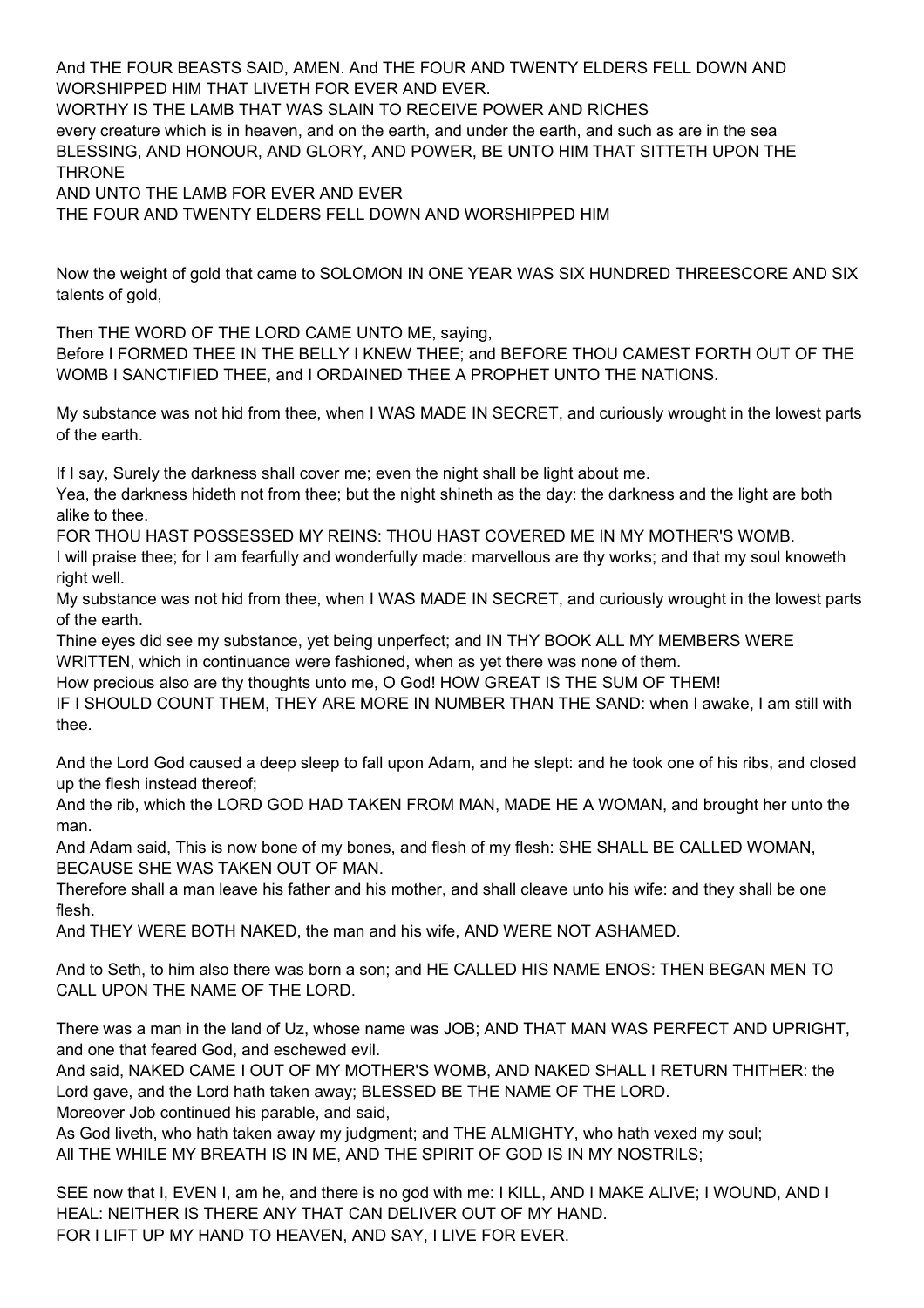And THE FOUR BEASTS SAID, AMEN. And THE FOUR AND TWENTY ELDERS FELL DOWN AND WORSHIPPED HIM THAT LIVETH FOR EVER AND EVER.
WORTHY IS THE LAMB THAT WAS SLAIN TO RECEIVE POWER AND RICHES
every creature which is in heaven, and on the earth, and under the earth, and such as are in the sea
BLESSING, AND HONOUR, AND GLORY, AND POWER, BE UNTO HIM THAT SITTETH UPON THE THRONE
AND UNTO THE LAMB FOR EVER AND EVER
THE FOUR AND TWENTY ELDERS FELL DOWN AND WORSHIPPED HIM

Now the weight of gold that came to SOLOMON IN ONE YEAR WAS SIX HUNDRED THREESCORE AND SIX talents of gold,

Then THE WORD OF THE LORD CAME UNTO ME, saying,
Before I FORMED THEE IN THE BELLY I KNEW THEE; and BEFORE THOU CAMEST FORTH OUT OF THE WOMB I SANCTIFIED THEE, and I ORDAINED THEE A PROPHET UNTO THE NATIONS.

My substance was not hid from thee, when I WAS MADE IN SECRET, and curiously wrought in the lowest parts of the earth.

If I say, Surely the darkness shall cover me; even the night shall be light about me.
Yea, the darkness hideth not from thee; but the night shineth as the day: the darkness and the light are both alike to thee.
FOR THOU HAST POSSESSED MY REINS: THOU HAST COVERED ME IN MY MOTHER'S WOMB.
I will praise thee; for I am fearfully and wonderfully made: marvellous are thy works; and that my soul knoweth right well.
My substance was not hid from thee, when I WAS MADE IN SECRET, and curiously wrought in the lowest parts of the earth.
Thine eyes did see my substance, yet being unperfect; and IN THY BOOK ALL MY MEMBERS WERE WRITTEN, which in continuance were fashioned, when as yet there was none of them.
How precious also are thy thoughts unto me, O God! HOW GREAT IS THE SUM OF THEM!
IF I SHOULD COUNT THEM, THEY ARE MORE IN NUMBER THAN THE SAND: when I awake, I am still with thee.

And the Lord God caused a deep sleep to fall upon Adam, and he slept: and he took one of his ribs, and closed up the flesh instead thereof;
And the rib, which the LORD GOD HAD TAKEN FROM MAN, MADE HE A WOMAN, and brought her unto the man.
And Adam said, This is now bone of my bones, and flesh of my flesh: SHE SHALL BE CALLED WOMAN, BECAUSE SHE WAS TAKEN OUT OF MAN.
Therefore shall a man leave his father and his mother, and shall cleave unto his wife: and they shall be one flesh.
And THEY WERE BOTH NAKED, the man and his wife, AND WERE NOT ASHAMED.

And to Seth, to him also there was born a son; and HE CALLED HIS NAME ENOS: THEN BEGAN MEN TO CALL UPON THE NAME OF THE LORD.

There was a man in the land of Uz, whose name was JOB; AND THAT MAN WAS PERFECT AND UPRIGHT, and one that feared God, and eschewed evil.
And said, NAKED CAME I OUT OF MY MOTHER'S WOMB, AND NAKED SHALL I RETURN THITHER: the Lord gave, and the Lord hath taken away; BLESSED BE THE NAME OF THE LORD.
Moreover Job continued his parable, and said,
As God liveth, who hath taken away my judgment; and THE ALMIGHTY, who hath vexed my soul;
All THE WHILE MY BREATH IS IN ME, AND THE SPIRIT OF GOD IS IN MY NOSTRILS;

SEE now that I, EVEN I, am he, and there is no god with me: I KILL, AND I MAKE ALIVE; I WOUND, AND I HEAL: NEITHER IS THERE ANY THAT CAN DELIVER OUT OF MY HAND.
FOR I LIFT UP MY HAND TO HEAVEN, AND SAY, I LIVE FOR EVER.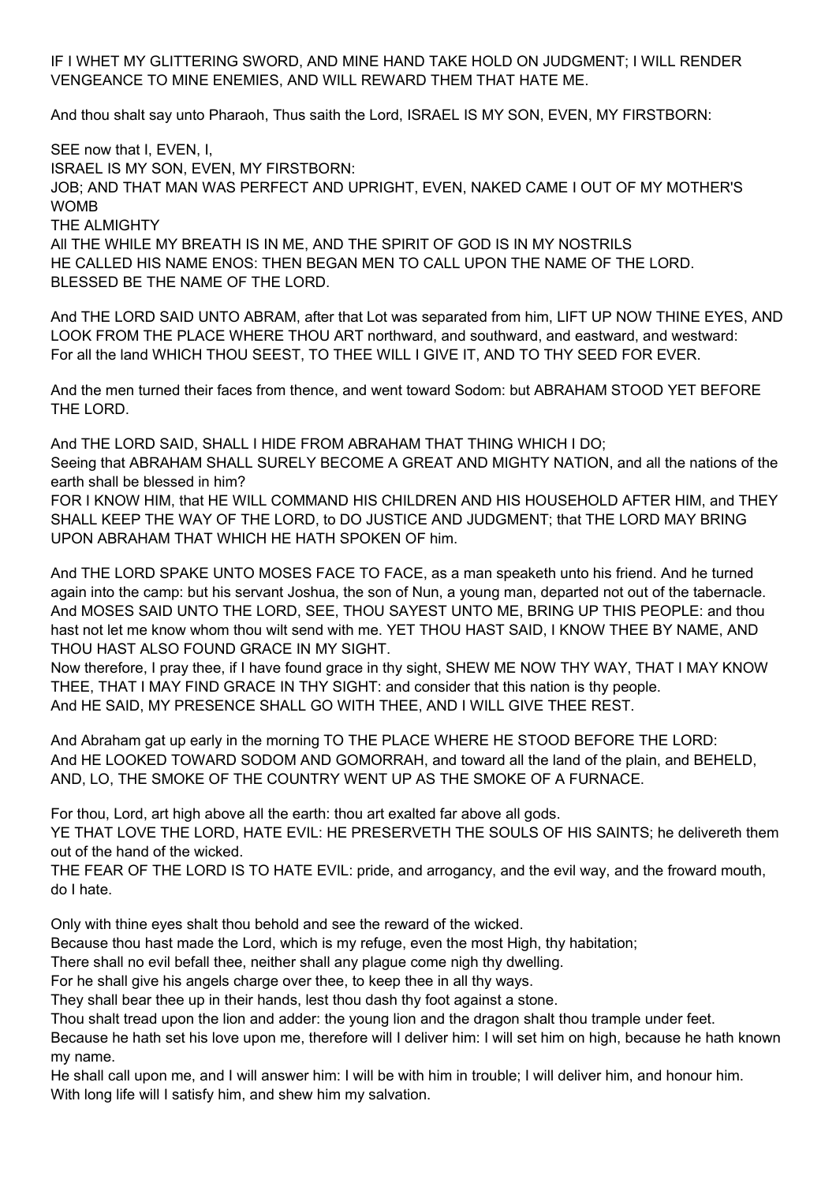IF I WHET MY GLITTERING SWORD, AND MINE HAND TAKE HOLD ON JUDGMENT; I WILL RENDER VENGEANCE TO MINE ENEMIES, AND WILL REWARD THEM THAT HATE ME.

And thou shalt say unto Pharaoh, Thus saith the Lord, ISRAEL IS MY SON, EVEN, MY FIRSTBORN:

SEE now that I, EVEN, I,
ISRAEL IS MY SON, EVEN, MY FIRSTBORN:
JOB; AND THAT MAN WAS PERFECT AND UPRIGHT, EVEN, NAKED CAME I OUT OF MY MOTHER'S WOMB
THE ALMIGHTY
All THE WHILE MY BREATH IS IN ME, AND THE SPIRIT OF GOD IS IN MY NOSTRILS
HE CALLED HIS NAME ENOS: THEN BEGAN MEN TO CALL UPON THE NAME OF THE LORD.
BLESSED BE THE NAME OF THE LORD.

And THE LORD SAID UNTO ABRAM, after that Lot was separated from him, LIFT UP NOW THINE EYES, AND LOOK FROM THE PLACE WHERE THOU ART northward, and southward, and eastward, and westward:
For all the land WHICH THOU SEEST, TO THEE WILL I GIVE IT, AND TO THY SEED FOR EVER.

And the men turned their faces from thence, and went toward Sodom: but ABRAHAM STOOD YET BEFORE THE LORD.

And THE LORD SAID, SHALL I HIDE FROM ABRAHAM THAT THING WHICH I DO;
Seeing that ABRAHAM SHALL SURELY BECOME A GREAT AND MIGHTY NATION, and all the nations of the earth shall be blessed in him?
FOR I KNOW HIM, that HE WILL COMMAND HIS CHILDREN AND HIS HOUSEHOLD AFTER HIM, and THEY SHALL KEEP THE WAY OF THE LORD, to DO JUSTICE AND JUDGMENT; that THE LORD MAY BRING UPON ABRAHAM THAT WHICH HE HATH SPOKEN OF him.

And THE LORD SPAKE UNTO MOSES FACE TO FACE, as a man speaketh unto his friend. And he turned again into the camp: but his servant Joshua, the son of Nun, a young man, departed not out of the tabernacle.
And MOSES SAID UNTO THE LORD, SEE, THOU SAYEST UNTO ME, BRING UP THIS PEOPLE: and thou hast not let me know whom thou wilt send with me. YET THOU HAST SAID, I KNOW THEE BY NAME, AND THOU HAST ALSO FOUND GRACE IN MY SIGHT.
Now therefore, I pray thee, if I have found grace in thy sight, SHEW ME NOW THY WAY, THAT I MAY KNOW THEE, THAT I MAY FIND GRACE IN THY SIGHT: and consider that this nation is thy people.
And HE SAID, MY PRESENCE SHALL GO WITH THEE, AND I WILL GIVE THEE REST.

And Abraham gat up early in the morning TO THE PLACE WHERE HE STOOD BEFORE THE LORD:
And HE LOOKED TOWARD SODOM AND GOMORRAH, and toward all the land of the plain, and BEHELD, AND, LO, THE SMOKE OF THE COUNTRY WENT UP AS THE SMOKE OF A FURNACE.

For thou, Lord, art high above all the earth: thou art exalted far above all gods.
YE THAT LOVE THE LORD, HATE EVIL: HE PRESERVETH THE SOULS OF HIS SAINTS; he delivereth them out of the hand of the wicked.
THE FEAR OF THE LORD IS TO HATE EVIL: pride, and arrogancy, and the evil way, and the froward mouth, do I hate.

Only with thine eyes shalt thou behold and see the reward of the wicked.
Because thou hast made the Lord, which is my refuge, even the most High, thy habitation;
There shall no evil befall thee, neither shall any plague come nigh thy dwelling.
For he shall give his angels charge over thee, to keep thee in all thy ways.
They shall bear thee up in their hands, lest thou dash thy foot against a stone.
Thou shalt tread upon the lion and adder: the young lion and the dragon shalt thou trample under feet.
Because he hath set his love upon me, therefore will I deliver him: I will set him on high, because he hath known my name.
He shall call upon me, and I will answer him: I will be with him in trouble; I will deliver him, and honour him.
With long life will I satisfy him, and shew him my salvation.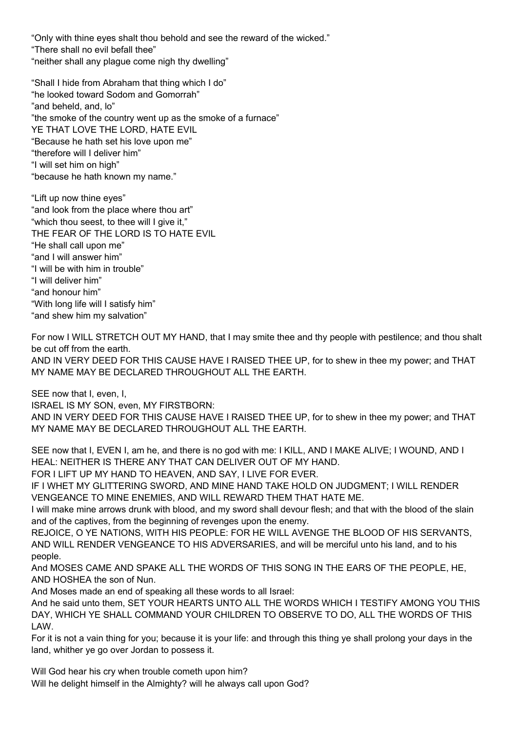"Only with thine eyes shalt thou behold and see the reward of the wicked."
"There shall no evil befall thee"
"neither shall any plague come nigh thy dwelling"

"Shall I hide from Abraham that thing which I do"
"he looked toward Sodom and Gomorrah"
"and beheld, and, lo"
"the smoke of the country went up as the smoke of a furnace"
YE THAT LOVE THE LORD, HATE EVIL
"Because he hath set his love upon me"
"therefore will I deliver him"
"I will set him on high"
"because he hath known my name."

"Lift up now thine eyes"
"and look from the place where thou art"
"which thou seest, to thee will I give it,"
THE FEAR OF THE LORD IS TO HATE EVIL
"He shall call upon me"
"and I will answer him"
"I will be with him in trouble"
"I will deliver him"
"and honour him"
"With long life will I satisfy him"
"and shew him my salvation"

For now I WILL STRETCH OUT MY HAND, that I may smite thee and thy people with pestilence; and thou shalt be cut off from the earth.
AND IN VERY DEED FOR THIS CAUSE HAVE I RAISED THEE UP, for to shew in thee my power; and THAT MY NAME MAY BE DECLARED THROUGHOUT ALL THE EARTH.

SEE now that I, even, I,
ISRAEL IS MY SON, even, MY FIRSTBORN:
AND IN VERY DEED FOR THIS CAUSE HAVE I RAISED THEE UP, for to shew in thee my power; and THAT MY NAME MAY BE DECLARED THROUGHOUT ALL THE EARTH.

SEE now that I, EVEN I, am he, and there is no god with me: I KILL, AND I MAKE ALIVE; I WOUND, AND I HEAL: NEITHER IS THERE ANY THAT CAN DELIVER OUT OF MY HAND.
FOR I LIFT UP MY HAND TO HEAVEN, AND SAY, I LIVE FOR EVER.
IF I WHET MY GLITTERING SWORD, AND MINE HAND TAKE HOLD ON JUDGMENT; I WILL RENDER VENGEANCE TO MINE ENEMIES, AND WILL REWARD THEM THAT HATE ME.
I will make mine arrows drunk with blood, and my sword shall devour flesh; and that with the blood of the slain and of the captives, from the beginning of revenges upon the enemy.
REJOICE, O YE NATIONS, WITH HIS PEOPLE: FOR HE WILL AVENGE THE BLOOD OF HIS SERVANTS, AND WILL RENDER VENGEANCE TO HIS ADVERSARIES, and will be merciful unto his land, and to his people.
And MOSES CAME AND SPAKE ALL THE WORDS OF THIS SONG IN THE EARS OF THE PEOPLE, HE, AND HOSHEA the son of Nun.
And Moses made an end of speaking all these words to all Israel:
And he said unto them, SET YOUR HEARTS UNTO ALL THE WORDS WHICH I TESTIFY AMONG YOU THIS DAY, WHICH YE SHALL COMMAND YOUR CHILDREN TO OBSERVE TO DO, ALL THE WORDS OF THIS LAW.
For it is not a vain thing for you; because it is your life: and through this thing ye shall prolong your days in the land, whither ye go over Jordan to possess it.

Will God hear his cry when trouble cometh upon him?
Will he delight himself in the Almighty? will he always call upon God?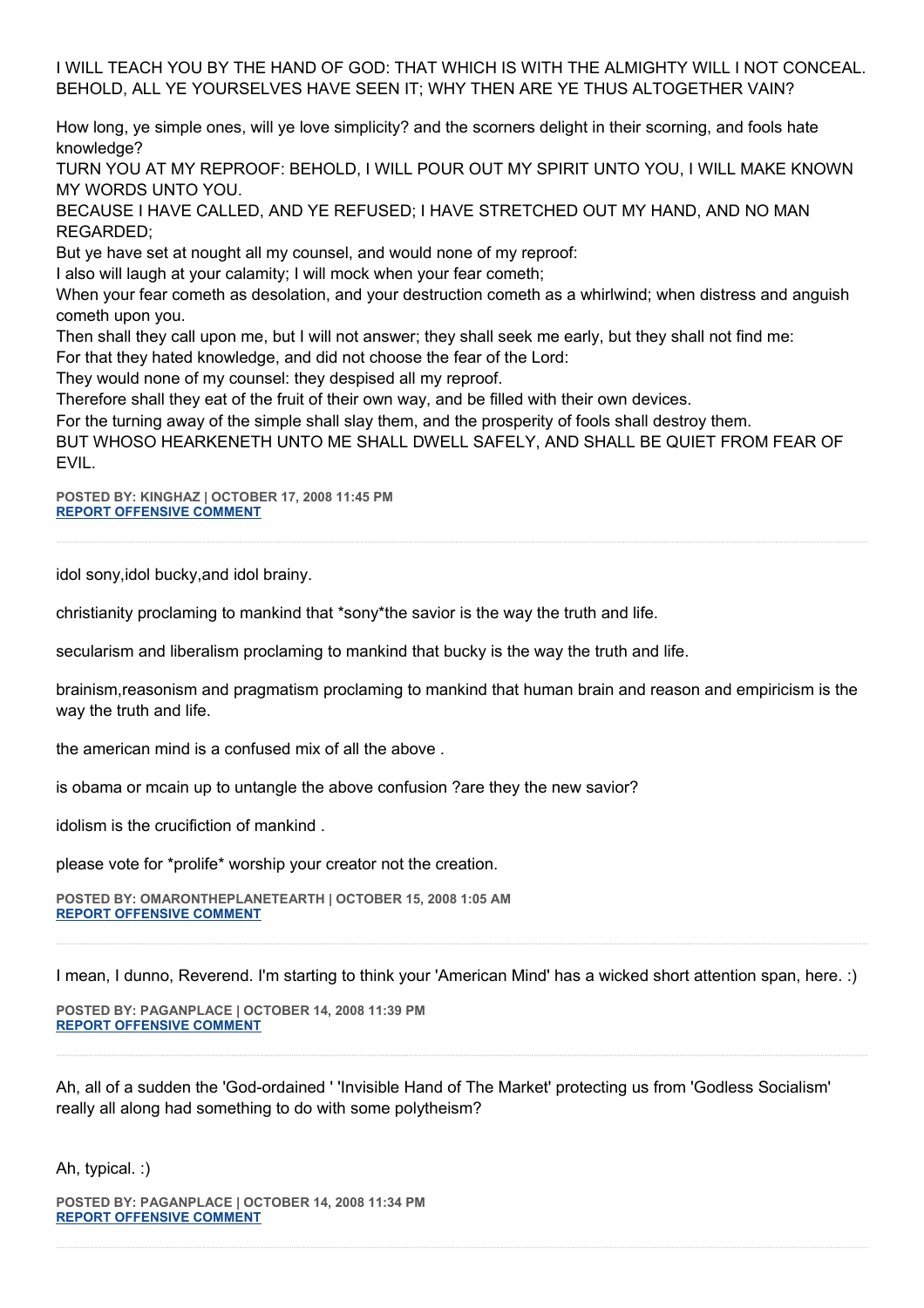I WILL TEACH YOU BY THE HAND OF GOD: THAT WHICH IS WITH THE ALMIGHTY WILL I NOT CONCEAL. BEHOLD, ALL YE YOURSELVES HAVE SEEN IT; WHY THEN ARE YE THUS ALTOGETHER VAIN?

How long, ye simple ones, will ye love simplicity? and the scorners delight in their scorning, and fools hate knowledge?
TURN YOU AT MY REPROOF: BEHOLD, I WILL POUR OUT MY SPIRIT UNTO YOU, I WILL MAKE KNOWN MY WORDS UNTO YOU.
BECAUSE I HAVE CALLED, AND YE REFUSED; I HAVE STRETCHED OUT MY HAND, AND NO MAN REGARDED;
But ye have set at nought all my counsel, and would none of my reproof:
I also will laugh at your calamity; I will mock when your fear cometh;
When your fear cometh as desolation, and your destruction cometh as a whirlwind; when distress and anguish cometh upon you.
Then shall they call upon me, but I will not answer; they shall seek me early, but they shall not find me:
For that they hated knowledge, and did not choose the fear of the Lord:
They would none of my counsel: they despised all my reproof.
Therefore shall they eat of the fruit of their own way, and be filled with their own devices.
For the turning away of the simple shall slay them, and the prosperity of fools shall destroy them.
BUT WHOSO HEARKENETH UNTO ME SHALL DWELL SAFELY, AND SHALL BE QUIET FROM FEAR OF EVIL.

**POSTED BY: KINGHAZ | OCTOBER 17, 2008 11:45 PM**
**REPORT OFFENSIVE COMMENT**

---

idol sony,idol bucky,and idol brainy.

christianity proclaming to mankind that *sony*the savior is the way the truth and life.

secularism and liberalism proclaming to mankind that bucky is the way the truth and life.

brainism,reasonism and pragmatism proclaming to mankind that human brain and reason and empiricism is the way the truth and life.

the american mind is a confused mix of all the above .

is obama or mcain up to untangle the above confusion ?are they the new savior?

idolism is the crucifiction of mankind .

please vote for *prolife* worship your creator not the creation.

**POSTED BY: OMARONTHEPLANETEARTH | OCTOBER 15, 2008 1:05 AM**
**REPORT OFFENSIVE COMMENT**

---

I mean, I dunno, Reverend. I'm starting to think your 'American Mind' has a wicked short attention span, here. :)

**POSTED BY: PAGANPLACE | OCTOBER 14, 2008 11:39 PM**
**REPORT OFFENSIVE COMMENT**

---

Ah, all of a sudden the 'God-ordained ' 'Invisible Hand of The Market' protecting us from 'Godless Socialism' really all along had something to do with some polytheism?

Ah, typical. :)

**POSTED BY: PAGANPLACE | OCTOBER 14, 2008 11:34 PM**
**REPORT OFFENSIVE COMMENT**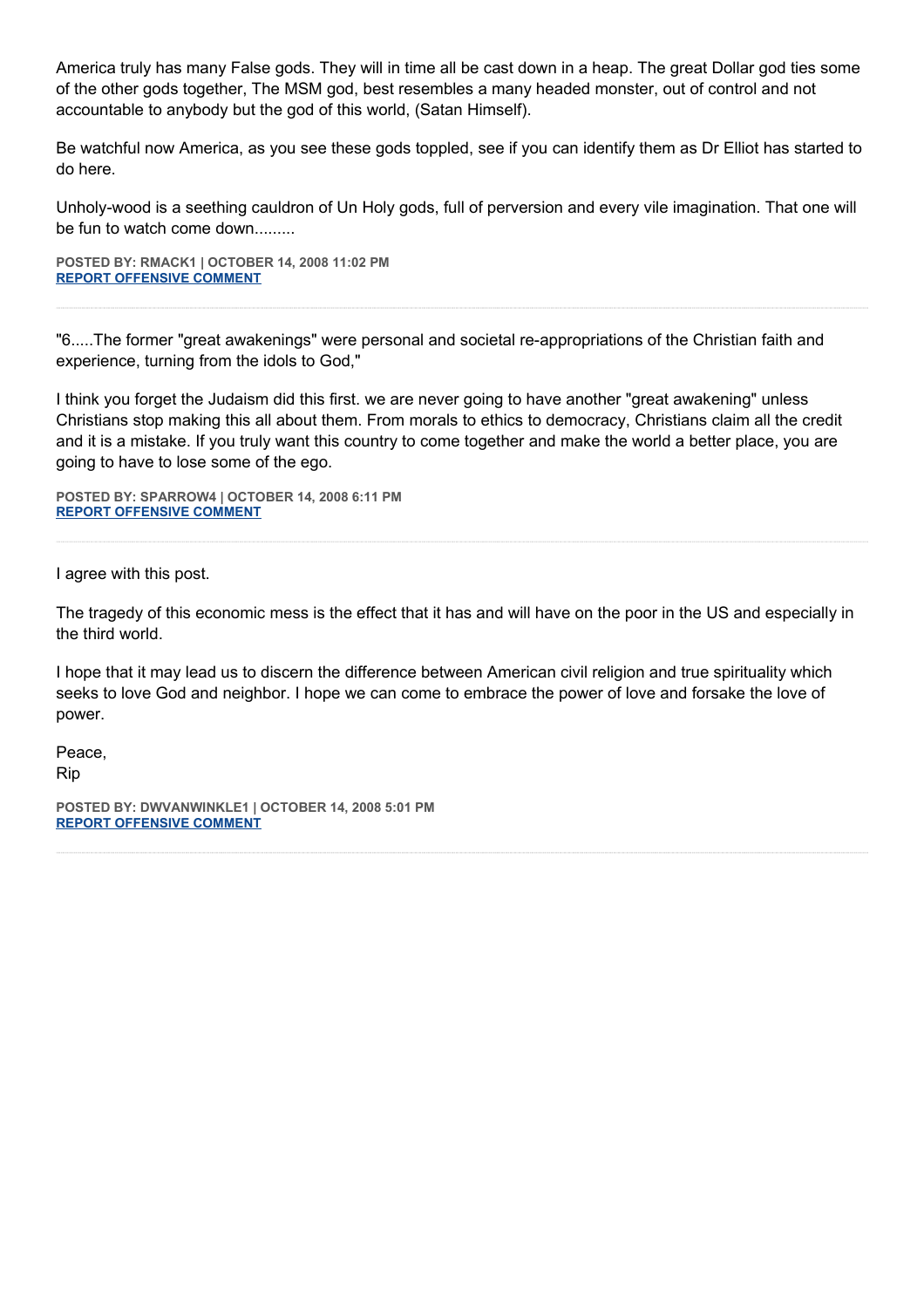America truly has many False gods. They will in time all be cast down in a heap. The great Dollar god ties some of the other gods together, The MSM god, best resembles a many headed monster, out of control and not accountable to anybody but the god of this world, (Satan Himself).

Be watchful now America, as you see these gods toppled, see if you can identify them as Dr Elliot has started to do here.

Unholy-wood is a seething cauldron of Un Holy gods, full of perversion and every vile imagination. That one will be fun to watch come down.........

**POSTED BY: RMACK1 | OCTOBER 14, 2008 11:02 PM**
**REPORT OFFENSIVE COMMENT**

---

"6.....The former "great awakenings" were personal and societal re-appropriations of the Christian faith and experience, turning from the idols to God,"

I think you forget the Judaism did this first. we are never going to have another "great awakening" unless Christians stop making this all about them. From morals to ethics to democracy, Christians claim all the credit and it is a mistake. If you truly want this country to come together and make the world a better place, you are going to have to lose some of the ego.

**POSTED BY: SPARROW4 | OCTOBER 14, 2008 6:11 PM**
**REPORT OFFENSIVE COMMENT**

---

I agree with this post.

The tragedy of this economic mess is the effect that it has and will have on the poor in the US and especially in the third world.

I hope that it may lead us to discern the difference between American civil religion and true spirituality which seeks to love God and neighbor. I hope we can come to embrace the power of love and forsake the love of power.

Peace,
Rip

**POSTED BY: DWVANWINKLE1 | OCTOBER 14, 2008 5:01 PM**
**REPORT OFFENSIVE COMMENT**

---